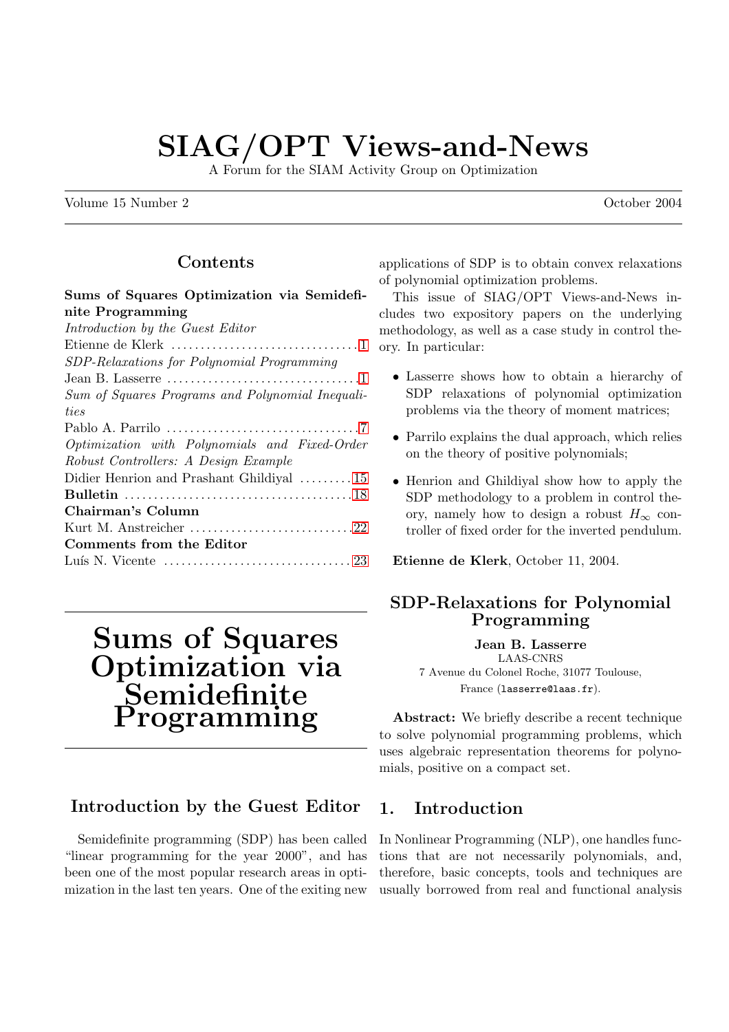# SIAG/OPT Views-and-News

A Forum for the SIAM Activity Group on Optimization

Volume 15 Number 2 — October 2004

## Contents

**Sums of Squares Optimization via Semidefinite Programming**

*Introduction by the Guest Editor*
Etienne de Klerk ..... 1

*SDP-Relaxations for Polynomial Programming*
Jean B. Lasserre ..... 1

*Sum of Squares Programs and Polynomial Inequalities*
Pablo A. Parrilo ..... 7

*Optimization with Polynomials and Fixed-Order Robust Controllers: A Design Example*
Didier Henrion and Prashant Ghildiyal ..... 15

**Bulletin** ..... 18

**Chairman's Column**
Kurt M. Anstreicher ..... 22

**Comments from the Editor**
Luís N. Vicente ..... 23

# Sums of Squares Optimization via Semidefinite Programming

## Introduction by the Guest Editor

Semidefinite programming (SDP) has been called "linear programming for the year 2000", and has been one of the most popular research areas in optimization in the last ten years. One of the exiting new applications of SDP is to obtain convex relaxations of polynomial optimization problems.

This issue of SIAG/OPT Views-and-News includes two expository papers on the underlying methodology, as well as a case study in control theory. In particular:

- Lasserre shows how to obtain a hierarchy of SDP relaxations of polynomial optimization problems via the theory of moment matrices;
- Parrilo explains the dual approach, which relies on the theory of positive polynomials;
- Henrion and Ghildiyal show how to apply the SDP methodology to a problem in control theory, namely how to design a robust $H_\infty$ controller of fixed order for the inverted pendulum.

**Etienne de Klerk**, October 11, 2004.

## SDP-Relaxations for Polynomial Programming

**Jean B. Lasserre**
LAAS-CNRS
7 Avenue du Colonel Roche, 31077 Toulouse, France (lasserre@laas.fr).

**Abstract:** We briefly describe a recent technique to solve polynomial programming problems, which uses algebraic representation theorems for polynomials, positive on a compact set.

## 1. Introduction

In Nonlinear Programming (NLP), one handles functions that are not necessarily polynomials, and, therefore, basic concepts, tools and techniques are usually borrowed from real and functional analysis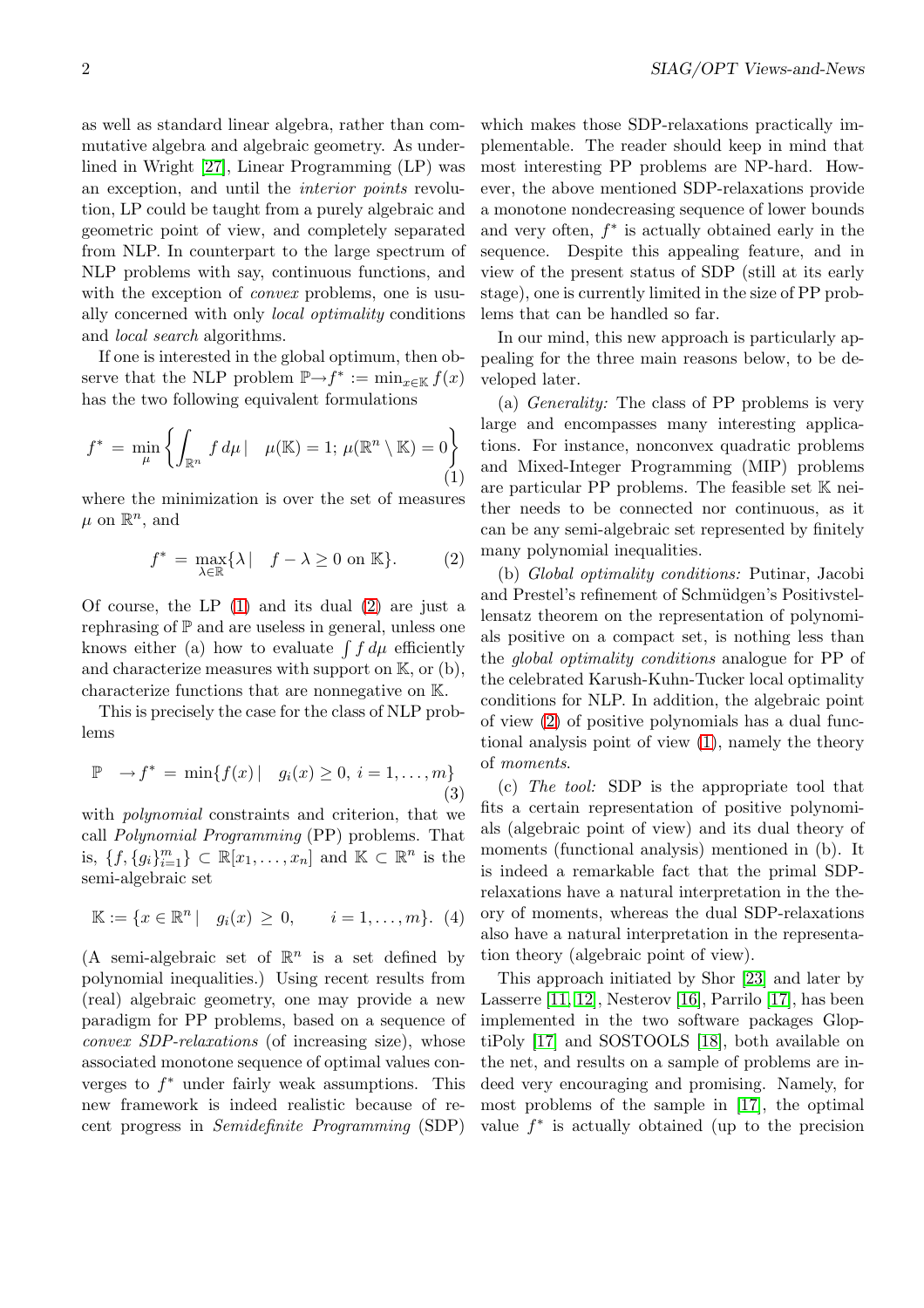as well as standard linear algebra, rather than commutative algebra and algebraic geometry. As underlined in Wright [27], Linear Programming (LP) was an exception, and until the *interior points* revolution, LP could be taught from a purely algebraic and geometric point of view, and completely separated from NLP. In counterpart to the large spectrum of NLP problems with say, continuous functions, and with the exception of *convex* problems, one is usually concerned with only *local optimality* conditions and *local search* algorithms.

If one is interested in the global optimum, then observe that the NLP problem $\mathbb{P} \to f^* := \min_{x \in \mathbb{K}} f(x)$ has the two following equivalent formulations

$$f^* = \min_{\mu} \left\{ \int_{\mathbb{R}^n} f \, d\mu \mid \quad \mu(\mathbb{K}) = 1; \, \mu(\mathbb{R}^n \setminus \mathbb{K}) = 0 \right\} \tag{1}$$

where the minimization is over the set of measures $\mu$ on $\mathbb{R}^n$, and

$$f^* = \max_{\lambda \in \mathbb{R}} \{ \lambda \mid \quad f - \lambda \geq 0 \text{ on } \mathbb{K} \}. \tag{2}$$

Of course, the LP (1) and its dual (2) are just a rephrasing of $\mathbb{P}$ and are useless in general, unless one knows either (a) how to evaluate $\int f \, d\mu$ efficiently and characterize measures with support on $\mathbb{K}$, or (b), characterize functions that are nonnegative on $\mathbb{K}$.

This is precisely the case for the class of NLP problems

$$\mathbb{P} \quad \to f^* = \min \{ f(x) \mid \quad g_i(x) \geq 0, \, i = 1, \ldots, m \} \tag{3}$$

with *polynomial* constraints and criterion, that we call *Polynomial Programming* (PP) problems. That is, $\{f, \{g_i\}_{i=1}^m\} \subset \mathbb{R}[x_1, \ldots, x_n]$ and $\mathbb{K} \subset \mathbb{R}^n$ is the semi-algebraic set

$$\mathbb{K} := \{ x \in \mathbb{R}^n \mid \quad g_i(x) \geq 0, \qquad i = 1, \ldots, m \}. \tag{4}$$

(A semi-algebraic set of $\mathbb{R}^n$ is a set defined by polynomial inequalities.) Using recent results from (real) algebraic geometry, one may provide a new paradigm for PP problems, based on a sequence of *convex SDP-relaxations* (of increasing size), whose associated monotone sequence of optimal values converges to $f^*$ under fairly weak assumptions. This new framework is indeed realistic because of recent progress in *Semidefinite Programming* (SDP) which makes those SDP-relaxations practically implementable. The reader should keep in mind that most interesting PP problems are NP-hard. However, the above mentioned SDP-relaxations provide a monotone nondecreasing sequence of lower bounds and very often, $f^*$ is actually obtained early in the sequence. Despite this appealing feature, and in view of the present status of SDP (still at its early stage), one is currently limited in the size of PP problems that can be handled so far.

In our mind, this new approach is particularly appealing for the three main reasons below, to be developed later.

(a) *Generality:* The class of PP problems is very large and encompasses many interesting applications. For instance, nonconvex quadratic problems and Mixed-Integer Programming (MIP) problems are particular PP problems. The feasible set $\mathbb{K}$ neither needs to be connected nor continuous, as it can be any semi-algebraic set represented by finitely many polynomial inequalities.

(b) *Global optimality conditions:* Putinar, Jacobi and Prestel's refinement of Schmüdgen's Positivstellensatz theorem on the representation of polynomials positive on a compact set, is nothing less than the *global optimality conditions* analogue for PP of the celebrated Karush-Kuhn-Tucker local optimality conditions for NLP. In addition, the algebraic point of view (2) of positive polynomials has a dual functional analysis point of view (1), namely the theory of *moments*.

(c) *The tool:* SDP is the appropriate tool that fits a certain representation of positive polynomials (algebraic point of view) and its dual theory of moments (functional analysis) mentioned in (b). It is indeed a remarkable fact that the primal SDP-relaxations have a natural interpretation in the theory of moments, whereas the dual SDP-relaxations also have a natural interpretation in the representation theory (algebraic point of view).

This approach initiated by Shor [23] and later by Lasserre [11, 12], Nesterov [16], Parrilo [17], has been implemented in the two software packages GloptiPoly [17] and SOSTOOLS [18], both available on the net, and results on a sample of problems are indeed very encouraging and promising. Namely, for most problems of the sample in [17], the optimal value $f^*$ is actually obtained (up to the precision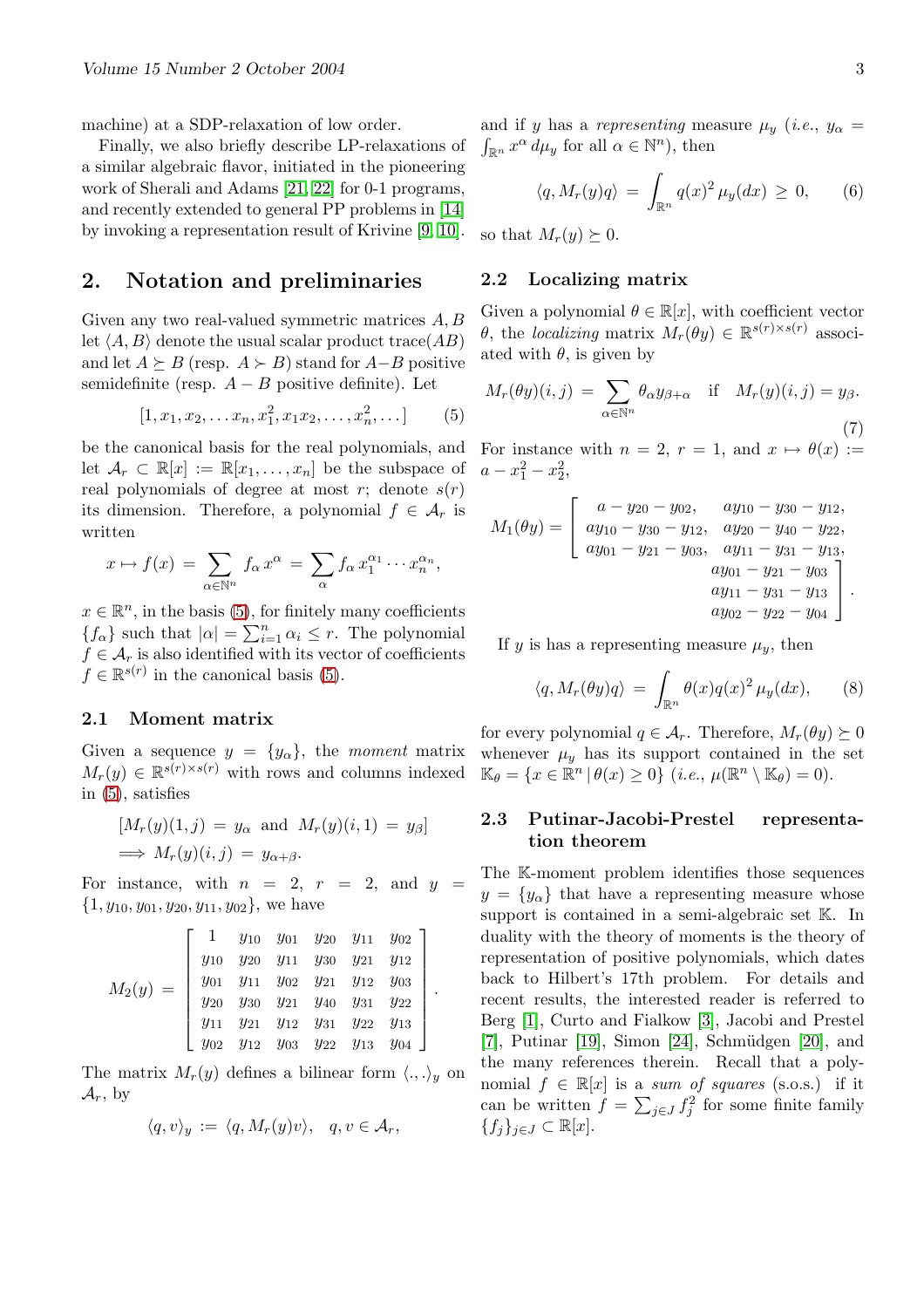machine) at a SDP-relaxation of low order.

Finally, we also briefly describe LP-relaxations of a similar algebraic flavor, initiated in the pioneering work of Sherali and Adams [21, 22] for 0-1 programs, and recently extended to general PP problems in [14] by invoking a representation result of Krivine [9, 10].

## 2. Notation and preliminaries

Given any two real-valued symmetric matrices $A, B$ let $\langle A, B\rangle$ denote the usual scalar product trace$(AB)$ and let $A \succeq B$ (resp. $A \succ B$) stand for $A-B$ positive semidefinite (resp. $A - B$ positive definite). Let

$$[1, x_1, x_2, \ldots x_n, x_1^2, x_1x_2, \ldots, x_n^2, \ldots] \qquad (5)$$

be the canonical basis for the real polynomials, and let $\mathcal{A}_r \subset \mathbb{R}[x] := \mathbb{R}[x_1, \ldots, x_n]$ be the subspace of real polynomials of degree at most $r$; denote $s(r)$ its dimension. Therefore, a polynomial $f \in \mathcal{A}_r$ is written

$$x \mapsto f(x) = \sum_{\alpha\in\mathbb{N}^n} f_\alpha x^\alpha = \sum_\alpha f_\alpha x_1^{\alpha_1}\cdots x_n^{\alpha_n},$$

$x \in \mathbb{R}^n$, in the basis (5), for finitely many coefficients $\{f_\alpha\}$ such that $|\alpha| = \sum_{i=1}^n \alpha_i \le r$. The polynomial $f \in \mathcal{A}_r$ is also identified with its vector of coefficients $f \in \mathbb{R}^{s(r)}$ in the canonical basis (5).

### 2.1 Moment matrix

Given a sequence $y = \{y_\alpha\}$, the *moment* matrix $M_r(y) \in \mathbb{R}^{s(r)\times s(r)}$ with rows and columns indexed in (5), satisfies

$$[M_r(y)(1, j) = y_\alpha \text{ and } M_r(y)(i, 1) = y_\beta] \implies M_r(y)(i, j) = y_{\alpha+\beta}.$$

For instance, with $n = 2$, $r = 2$, and $y = \{1, y_{10}, y_{01}, y_{20}, y_{11}, y_{02}\}$, we have

$$M_2(y) = \begin{bmatrix} 1 & y_{10} & y_{01} & y_{20} & y_{11} & y_{02} \\ y_{10} & y_{20} & y_{11} & y_{30} & y_{21} & y_{12} \\ y_{01} & y_{11} & y_{02} & y_{21} & y_{12} & y_{03} \\ y_{20} & y_{30} & y_{21} & y_{40} & y_{31} & y_{22} \\ y_{11} & y_{21} & y_{12} & y_{31} & y_{22} & y_{13} \\ y_{02} & y_{12} & y_{03} & y_{22} & y_{13} & y_{04} \end{bmatrix}.$$

The matrix $M_r(y)$ defines a bilinear form $\langle .,.\rangle_y$ on $\mathcal{A}_r$, by

$$\langle q, v\rangle_y := \langle q, M_r(y)v\rangle, \quad q, v \in \mathcal{A}_r,$$

and if $y$ has a *representing* measure $\mu_y$ (*i.e.*, $y_\alpha = \int_{\mathbb{R}^n} x^\alpha\, d\mu_y$ for all $\alpha \in \mathbb{N}^n$), then

$$\langle q, M_r(y)q\rangle = \int_{\mathbb{R}^n} q(x)^2\, \mu_y(dx) \ge 0, \qquad (6)$$

so that $M_r(y) \succeq 0$.

### 2.2 Localizing matrix

Given a polynomial $\theta \in \mathbb{R}[x]$, with coefficient vector $\theta$, the *localizing* matrix $M_r(\theta y) \in \mathbb{R}^{s(r)\times s(r)}$ associated with $\theta$, is given by

$$M_r(\theta y)(i, j) = \sum_{\alpha\in\mathbb{N}^n} \theta_\alpha y_{\beta+\alpha} \quad \text{if} \quad M_r(y)(i, j) = y_\beta. \qquad (7)$$

For instance with $n = 2$, $r = 1$, and $x \mapsto \theta(x) := a - x_1^2 - x_2^2$,

$$M_1(\theta y) = \begin{bmatrix} a - y_{20} - y_{02}, & ay_{10} - y_{30} - y_{12}, & ay_{01} - y_{21} - y_{03} \\ ay_{10} - y_{30} - y_{12}, & ay_{20} - y_{40} - y_{22}, & ay_{11} - y_{31} - y_{13} \\ ay_{01} - y_{21} - y_{03}, & ay_{11} - y_{31} - y_{13}, & ay_{02} - y_{22} - y_{04} \end{bmatrix}.$$

If $y$ is has a representing measure $\mu_y$, then

$$\langle q, M_r(\theta y)q\rangle = \int_{\mathbb{R}^n} \theta(x)q(x)^2\, \mu_y(dx), \qquad (8)$$

for every polynomial $q \in \mathcal{A}_r$. Therefore, $M_r(\theta y) \succeq 0$ whenever $\mu_y$ has its support contained in the set $\mathbb{K}_\theta = \{x \in \mathbb{R}^n \,|\, \theta(x) \ge 0\}$ (*i.e.*, $\mu(\mathbb{R}^n \setminus \mathbb{K}_\theta) = 0$).

### 2.3 Putinar-Jacobi-Prestel representation theorem

The $\mathbb{K}$-moment problem identifies those sequences $y = \{y_\alpha\}$ that have a representing measure whose support is contained in a semi-algebraic set $\mathbb{K}$. In duality with the theory of moments is the theory of representation of positive polynomials, which dates back to Hilbert's 17th problem. For details and recent results, the interested reader is referred to Berg [1], Curto and Fialkow [3], Jacobi and Prestel [7], Putinar [19], Simon [24], Schmüdgen [20], and the many references therein. Recall that a polynomial $f \in \mathbb{R}[x]$ is a *sum of squares* (s.o.s.) if it can be written $f = \sum_{j\in J} f_j^2$ for some finite family $\{f_j\}_{j\in J} \subset \mathbb{R}[x]$.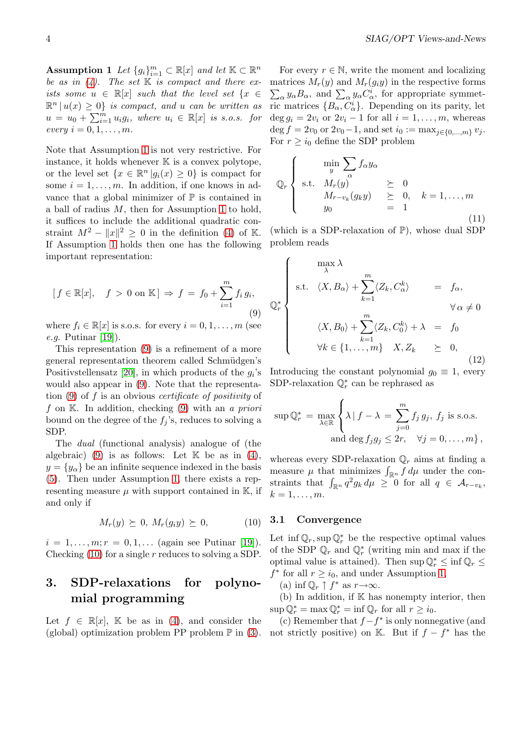**Assumption 1** *Let $\{g_i\}_{i=1}^m \subset \mathbb{R}[x]$ and let $\mathbb{K} \subset \mathbb{R}^n$ be as in (4). The set $\mathbb{K}$ is compact and there exists some $u \in \mathbb{R}[x]$ such that the level set $\{x \in \mathbb{R}^n \,|\, u(x) \geq 0\}$ is compact, and $u$ can be written as $u = u_0 + \sum_{i=1}^m u_i g_i$, where $u_i \in \mathbb{R}[x]$ is s.o.s. for every $i = 0, 1, \ldots, m$.*

Note that Assumption 1 is not very restrictive. For instance, it holds whenever $\mathbb{K}$ is a convex polytope, or the level set $\{x \in \mathbb{R}^n \,|\, g_i(x) \geq 0\}$ is compact for some $i = 1, \ldots, m$. In addition, if one knows in advance that a global minimizer of $\mathbb{P}$ is contained in a ball of radius $M$, then for Assumption 1 to hold, it suffices to include the additional quadratic constraint $M^2 - \|x\|^2 \geq 0$ in the definition (4) of $\mathbb{K}$. If Assumption 1 holds then one has the following important representation:

$$[\, f \in \mathbb{R}[x], \quad f > 0 \text{ on } \mathbb{K}\,] \Rightarrow f = f_0 + \sum_{i=1}^m f_i \, g_i, \tag{9}$$

where $f_i \in \mathbb{R}[x]$ is s.o.s. for every $i = 0, 1, \ldots, m$ (see *e.g.* Putinar [19]).

This representation (9) is a refinement of a more general representation theorem called Schmüdgen's Positivstellensatz [20], in which products of the $g_i$'s would also appear in (9). Note that the representation (9) of $f$ is an obvious *certificate of positivity* of $f$ on $\mathbb{K}$. In addition, checking (9) with an *a priori* bound on the degree of the $f_j$'s, reduces to solving a SDP.

The *dual* (functional analysis) analogue of (the algebraic) (9) is as follows: Let $\mathbb{K}$ be as in (4), $y = \{y_\alpha\}$ be an infinite sequence indexed in the basis (5). Then under Assumption 1, there exists a representing measure $\mu$ with support contained in $\mathbb{K}$, if and only if

$$M_r(y) \succeq 0, \; M_r(g_i y) \succeq 0, \tag{10}$$

$i = 1, \ldots, m; r = 0, 1, \ldots$ (again see Putinar [19]). Checking (10) for a single $r$ reduces to solving a SDP.

## 3. SDP-relaxations for polynomial programming

Let $f \in \mathbb{R}[x]$, $\mathbb{K}$ be as in (4), and consider the (global) optimization problem PP problem $\mathbb{P}$ in (3).

For every $r \in \mathbb{N}$, write the moment and localizing matrices $M_r(y)$ and $M_r(g_i y)$ in the respective forms $\sum_\alpha y_\alpha B_\alpha$, and $\sum_\alpha y_\alpha C_\alpha^i$, for appropriate symmetric matrices $\{B_\alpha, C_\alpha^i\}$. Depending on its parity, let $\deg g_i = 2v_i$ or $2v_i - 1$ for all $i = 1, \ldots, m$, whereas $\deg f = 2v_0$ or $2v_0 - 1$, and set $i_0 := \max_{j \in \{0, \ldots, m\}} v_j$. For $r \geq i_0$ define the SDP problem

$$\mathbb{Q}_r \left\{ \begin{array}{lll} & \min\limits_y \sum\limits_\alpha f_\alpha y_\alpha & \\ \text{s.t.} & M_r(y) & \succeq \; 0 \\ & M_{r-v_k}(g_k y) & \succeq \; 0, \quad k = 1, \ldots, m \\ & y_0 & = \; 1 \end{array} \right. \tag{11}$$

(which is a SDP-relaxation of $\mathbb{P}$), whose dual SDP problem reads

$$\mathbb{Q}_r^* \left\{ \begin{array}{lll} & \max\limits_\lambda \lambda & \\ \text{s.t.} & \langle X, B_\alpha \rangle + \sum\limits_{k=1}^m \langle Z_k, C_\alpha^k \rangle & = \; f_\alpha, \\ & & \quad \forall\, \alpha \neq 0 \\ & \langle X, B_0 \rangle + \sum\limits_{k=1}^m \langle Z_k, C_0^k \rangle + \lambda & = \; f_0 \\ & \forall k \in \{1, \ldots, m\} \quad X, Z_k & \succeq \; 0, \end{array} \right. \tag{12}$$

Introducing the constant polynomial $g_0 \equiv 1$, every SDP-relaxation $\mathbb{Q}_r^*$ can be rephrased as

$$\sup \mathbb{Q}_r^* = \max_{\lambda \in \mathbb{R}} \left\{ \lambda \,|\, f - \lambda = \sum_{j=0}^m f_j \, g_j, \; f_j \text{ is s.o.s.} \right. \\ \left. \text{and } \deg f_j g_j \leq 2r, \quad \forall j = 0, \ldots, m \right\},$$

whereas every SDP-relaxation $\mathbb{Q}_r$ aims at finding a measure $\mu$ that minimizes $\int_{\mathbb{R}^n} f \, d\mu$ under the constraints that $\int_{\mathbb{R}^n} q^2 g_k \, d\mu \geq 0$ for all $q \in \mathcal{A}_{r-v_k}$, $k = 1, \ldots, m$.

### 3.1 Convergence

Let $\inf \mathbb{Q}_r, \sup \mathbb{Q}_r^*$ be the respective optimal values of the SDP $\mathbb{Q}_r$ and $\mathbb{Q}_r^*$ (writing min and max if the optimal value is attained). Then $\sup \mathbb{Q}_r^* \leq \inf \mathbb{Q}_r \leq f^*$ for all $r \geq i_0$, and under Assumption 1,

(a) $\inf \mathbb{Q}_r \uparrow f^*$ as $r \to \infty$.

(b) In addition, if $\mathbb{K}$ has nonempty interior, then $\sup \mathbb{Q}_r^* = \max \mathbb{Q}_r^* = \inf \mathbb{Q}_r$ for all $r \geq i_0$.

(c) Remember that $f - f^*$ is only nonnegative (and not strictly positive) on $\mathbb{K}$. But if $f - f^*$ has the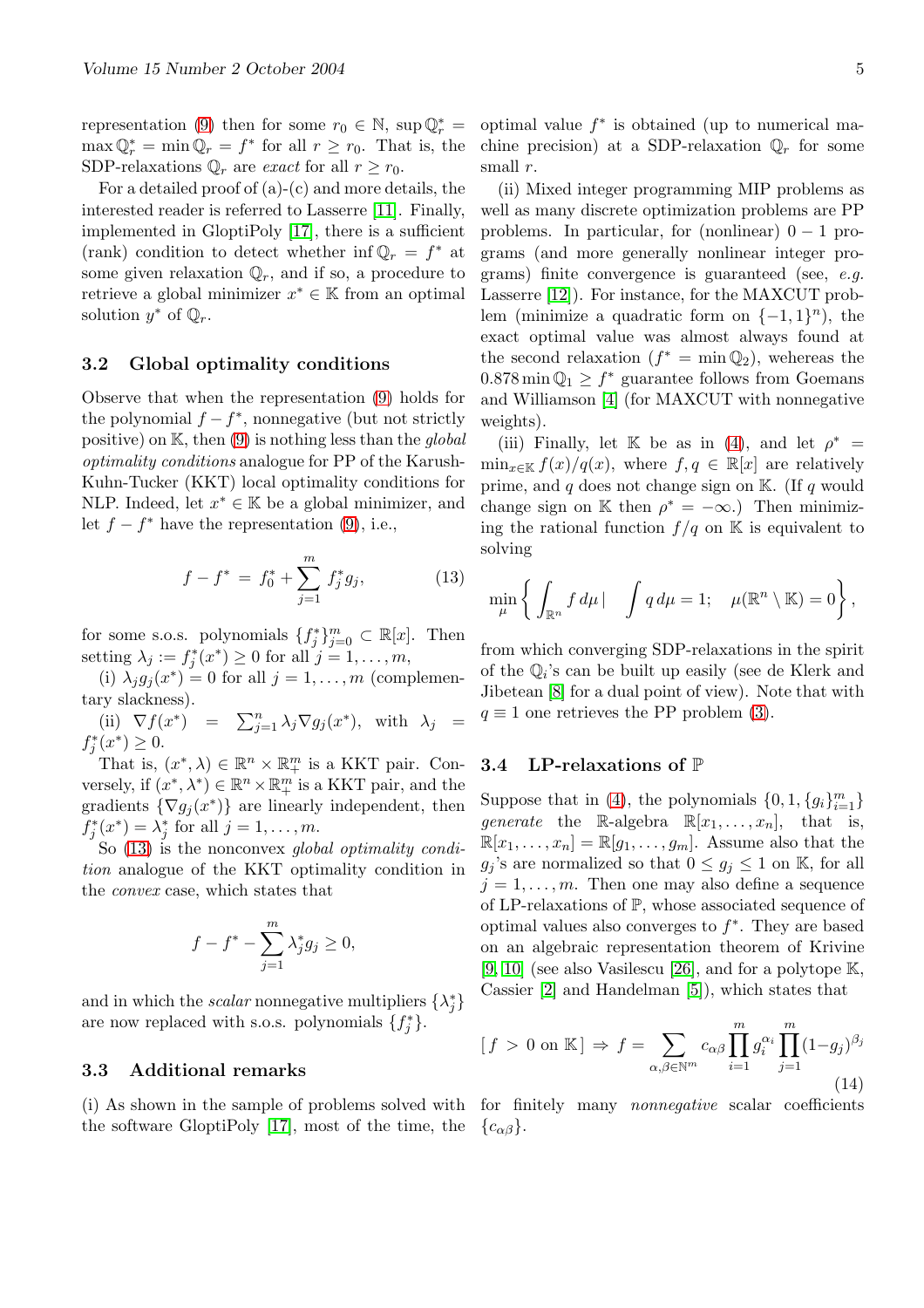representation (9) then for some $r_0 \in \mathbb{N}$, $\sup \mathbb{Q}_r^* = \max \mathbb{Q}_r^* = \min \mathbb{Q}_r = f^*$ for all $r \geq r_0$. That is, the SDP-relaxations $\mathbb{Q}_r$ are *exact* for all $r \geq r_0$.

For a detailed proof of (a)-(c) and more details, the interested reader is referred to Lasserre [11]. Finally, implemented in GloptiPoly [17], there is a sufficient (rank) condition to detect whether $\inf \mathbb{Q}_r = f^*$ at some given relaxation $\mathbb{Q}_r$, and if so, a procedure to retrieve a global minimizer $x^* \in \mathbb{K}$ from an optimal solution $y^*$ of $\mathbb{Q}_r$.

### 3.2 Global optimality conditions

Observe that when the representation (9) holds for the polynomial $f - f^*$, nonnegative (but not strictly positive) on $\mathbb{K}$, then (9) is nothing less than the *global optimality conditions* analogue for PP of the Karush-Kuhn-Tucker (KKT) local optimality conditions for NLP. Indeed, let $x^* \in \mathbb{K}$ be a global minimizer, and let $f - f^*$ have the representation (9), i.e.,

$$f - f^* = f_0^* + \sum_{j=1}^{m} f_j^* g_j, \tag{13}$$

for some s.o.s. polynomials $\{f_j^*\}_{j=0}^m \subset \mathbb{R}[x]$. Then setting $\lambda_j := f_j^*(x^*) \geq 0$ for all $j = 1, \ldots, m$,

(i) $\lambda_j g_j(x^*) = 0$ for all $j = 1, \ldots, m$ (complementary slackness).

(ii) $\nabla f(x^*) = \sum_{j=1}^n \lambda_j \nabla g_j(x^*)$, with $\lambda_j = f_j^*(x^*) \geq 0$.

That is, $(x^*, \lambda) \in \mathbb{R}^n \times \mathbb{R}_+^m$ is a KKT pair. Conversely, if $(x^*, \lambda^*) \in \mathbb{R}^n \times \mathbb{R}_+^m$ is a KKT pair, and the gradients $\{\nabla g_j(x^*)\}$ are linearly independent, then $f_j^*(x^*) = \lambda_j^*$ for all $j = 1, \ldots, m$.

So (13) is the nonconvex *global optimality condition* analogue of the KKT optimality condition in the *convex* case, which states that

$$f - f^* - \sum_{j=1}^{m} \lambda_j^* g_j \geq 0,$$

and in which the *scalar* nonnegative multipliers $\{\lambda_j^*\}$ are now replaced with s.o.s. polynomials $\{f_j^*\}$.

### 3.3 Additional remarks

(i) As shown in the sample of problems solved with the software GloptiPoly [17], most of the time, the optimal value $f^*$ is obtained (up to numerical machine precision) at a SDP-relaxation $\mathbb{Q}_r$ for some small $r$.

(ii) Mixed integer programming MIP problems as well as many discrete optimization problems are PP problems. In particular, for (nonlinear) $0-1$ programs (and more generally nonlinear integer programs) finite convergence is guaranteed (see, *e.g.* Lasserre [12]). For instance, for the MAXCUT problem (minimize a quadratic form on $\{-1, 1\}^n$), the exact optimal value was almost always found at the second relaxation ($f^* = \min \mathbb{Q}_2$), wherehas the $0.878 \min \mathbb{Q}_1 \geq f^*$ guarantee follows from Goemans and Williamson [4] (for MAXCUT with nonnegative weights).

(iii) Finally, let $\mathbb{K}$ be as in (4), and let $\rho^* = \min_{x \in \mathbb{K}} f(x)/q(x)$, where $f, q \in \mathbb{R}[x]$ are relatively prime, and $q$ does not change sign on $\mathbb{K}$. (If $q$ would change sign on $\mathbb{K}$ then $\rho^* = -\infty$.) Then minimizing the rational function $f/q$ on $\mathbb{K}$ is equivalent to solving

$$\min_{\mu} \left\{ \int_{\mathbb{R}^n} f \, d\mu \,|\, \quad \int q \, d\mu = 1; \quad \mu(\mathbb{R}^n \setminus \mathbb{K}) = 0 \right\},$$

from which converging SDP-relaxations in the spirit of the $\mathbb{Q}_i$'s can be built up easily (see de Klerk and Jibetean [8] for a dual point of view). Note that with $q \equiv 1$ one retrieves the PP problem (3).

### 3.4 LP-relaxations of $\mathbb{P}$

Suppose that in (4), the polynomials $\{0, 1, \{g_i\}_{i=1}^m\}$ *generate* the $\mathbb{R}$-algebra $\mathbb{R}[x_1, \ldots, x_n]$, that is, $\mathbb{R}[x_1, \ldots, x_n] = \mathbb{R}[g_1, \ldots, g_m]$. Assume also that the $g_j$'s are normalized so that $0 \leq g_j \leq 1$ on $\mathbb{K}$, for all $j = 1, \ldots, m$. Then one may also define a sequence of LP-relaxations of $\mathbb{P}$, whose associated sequence of optimal values also converges to $f^*$. They are based on an algebraic representation theorem of Krivine [9, 10] (see also Vasilescu [26], and for a polytope $\mathbb{K}$, Cassier [2] and Handelman [5]), which states that

$$[\, f > 0 \text{ on } \mathbb{K}\,] \Rightarrow f = \sum_{\alpha, \beta \in \mathbb{N}^m} c_{\alpha\beta} \prod_{i=1}^{m} g_i^{\alpha_i} \prod_{j=1}^{m} (1 - g_j)^{\beta_j} \tag{14}$$

for finitely many *nonnegative* scalar coefficients $\{c_{\alpha\beta}\}$.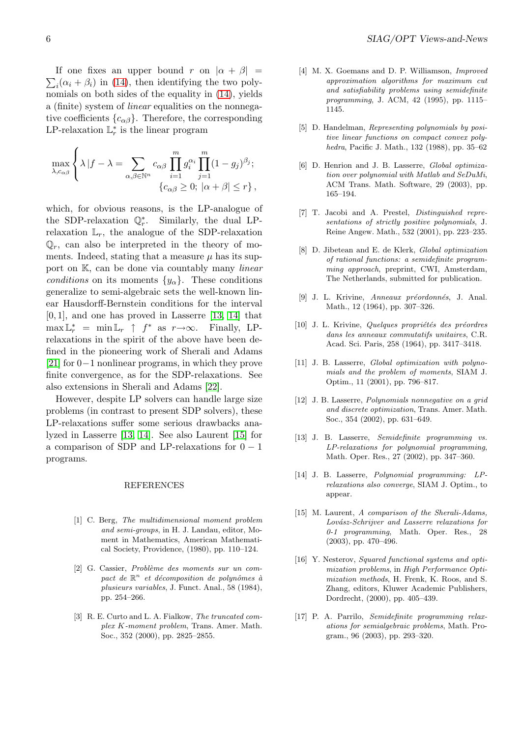If one fixes an upper bound $r$ on $|\alpha+\beta| = \sum_i(\alpha_i+\beta_i)$ in (14), then identifying the two polynomials on both sides of the equality in (14), yields a (finite) system of *linear* equalities on the nonnegative coefficients $\{c_{\alpha\beta}\}$. Therefore, the corresponding LP-relaxation $\mathbb{L}_r^*$ is the linear program

$$\max_{\lambda, c_{\alpha\beta}} \left\{ \lambda \,|\, f - \lambda = \sum_{\alpha,\beta\in\mathbb{N}^n} c_{\alpha\beta} \prod_{i=1}^m g_i^{\alpha_i} \prod_{j=1}^m (1-g_j)^{\beta_j}; \right. \\ \left. \{c_{\alpha\beta}\geq 0;\; |\alpha+\beta|\leq r\right\},$$

which, for obvious reasons, is the LP-analogue of the SDP-relaxation $\mathbb{Q}_r^*$. Similarly, the dual LP-relaxation $\mathbb{L}_r$, the analogue of the SDP-relaxation $\mathbb{Q}_r$, can also be interpreted in the theory of moments. Indeed, stating that a measure $\mu$ has its support on $\mathbb{K}$, can be done via countably many *linear conditions* on its moments $\{y_\alpha\}$. These conditions generalize to semi-algebraic sets the well-known linear Hausdorff-Bernstein conditions for the interval $[0,1]$, and one has proved in Lasserre [13, 14] that $\max \mathbb{L}_r^* = \min \mathbb{L}_r \uparrow f^*$ as $r\to\infty$. Finally, LP-relaxations in the spirit of the above have been defined in the pioneering work of Sherali and Adams [21] for $0-1$ nonlinear programs, in which they prove finite convergence, as for the SDP-relaxations. See also extensions in Sherali and Adams [22].

However, despite LP solvers can handle large size problems (in contrast to present SDP solvers), these LP-relaxations suffer some serious drawbacks analyzed in Lasserre [13, 14]. See also Laurent [15] for a comparison of SDP and LP-relaxations for $0-1$ programs.

## REFERENCES

[1] C. Berg, *The multidimensional moment problem and semi-groups*, in H. J. Landau, editor, Moment in Mathematics, American Mathematical Society, Providence, (1980), pp. 110–124.

[2] G. Cassier, *Problème des moments sur un compact de $\mathbb{R}^n$ et décomposition de polynômes à plusieurs variables*, J. Funct. Anal., 58 (1984), pp. 254–266.

[3] R. E. Curto and L. A. Fialkow, *The truncated complex K-moment problem*, Trans. Amer. Math. Soc., 352 (2000), pp. 2825–2855.

[4] M. X. Goemans and D. P. Williamson, *Improved approximation algorithms for maximum cut and satisfiability problems using semidefinite programming*, J. ACM, 42 (1995), pp. 1115–1145.

[5] D. Handelman, *Representing polynomials by positive linear functions on compact convex polyhedra*, Pacific J. Math., 132 (1988), pp. 35–62

[6] D. Henrion and J. B. Lasserre, *Global optimization over polynomial with Matlab and SeDuMi*, ACM Trans. Math. Software, 29 (2003), pp. 165–194.

[7] T. Jacobi and A. Prestel, *Distinguished representations of strictly positive polynomials*, J. Reine Angew. Math., 532 (2001), pp. 223–235.

[8] D. Jibetean and E. de Klerk, *Global optimization of rational functions: a semidefinite programming approach*, preprint, CWI, Amsterdam, The Netherlands, submitted for publication.

[9] J. L. Krivine, *Anneaux préordonnés*, J. Anal. Math., 12 (1964), pp. 307–326.

[10] J. L. Krivine, *Quelques propriétés des préordres dans les anneaux commutatifs unitaires*, C.R. Acad. Sci. Paris, 258 (1964), pp. 3417–3418.

[11] J. B. Lasserre, *Global optimization with polynomials and the problem of moments*, SIAM J. Optim., 11 (2001), pp. 796–817.

[12] J. B. Lasserre, *Polynomials nonnegative on a grid and discrete optimization*, Trans. Amer. Math. Soc., 354 (2002), pp. 631–649.

[13] J. B. Lasserre, *Semidefinite programming vs. LP-relaxations for polynomial programming*, Math. Oper. Res., 27 (2002), pp. 347–360.

[14] J. B. Lasserre, *Polynomial programming: LP-relaxations also converge*, SIAM J. Optim., to appear.

[15] M. Laurent, *A comparison of the Sherali-Adams, Lovász-Schrijver and Lasserre relaxations for 0-1 programming*, Math. Oper. Res., 28 (2003), pp. 470–496.

[16] Y. Nesterov, *Squared functional systems and optimization problems*, in *High Performance Optimization methods*, H. Frenk, K. Roos, and S. Zhang, editors, Kluwer Academic Publishers, Dordrecht, (2000), pp. 405–439.

[17] P. A. Parrilo, *Semidefinite programming relaxations for semialgebraic problems*, Math. Program., 96 (2003), pp. 293–320.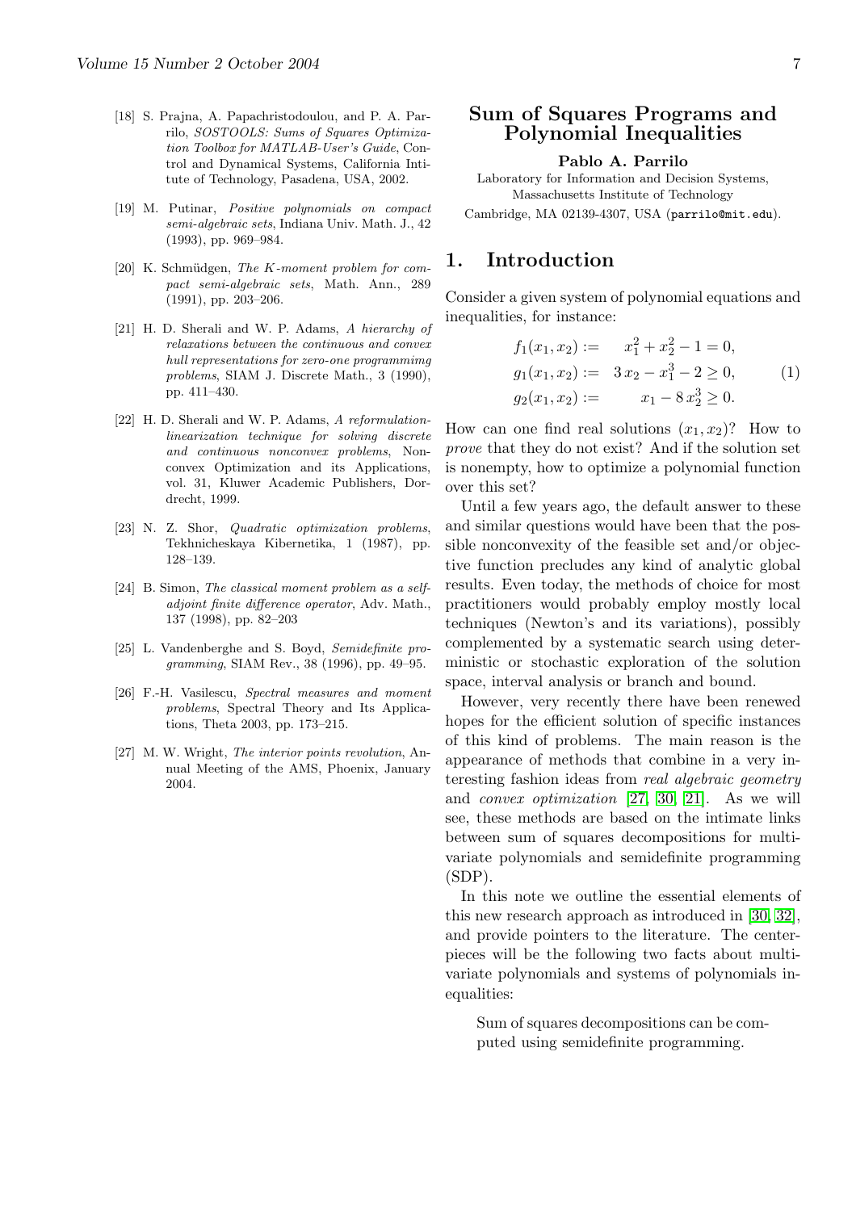[18] S. Prajna, A. Papachristodoulou, and P. A. Parrilo, *SOSTOOLS: Sums of Squares Optimization Toolbox for MATLAB-User's Guide*, Control and Dynamical Systems, California Intitute of Technology, Pasadena, USA, 2002.

[19] M. Putinar, *Positive polynomials on compact semi-algebraic sets*, Indiana Univ. Math. J., 42 (1993), pp. 969–984.

[20] K. Schmüdgen, *The K-moment problem for compact semi-algebraic sets*, Math. Ann., 289 (1991), pp. 203–206.

[21] H. D. Sherali and W. P. Adams, *A hierarchy of relaxations between the continuous and convex hull representations for zero-one programmimg problems*, SIAM J. Discrete Math., 3 (1990), pp. 411–430.

[22] H. D. Sherali and W. P. Adams, *A reformulation-linearization technique for solving discrete and continuous nonconvex problems*, Nonconvex Optimization and its Applications, vol. 31, Kluwer Academic Publishers, Dordrecht, 1999.

[23] N. Z. Shor, *Quadratic optimization problems*, Tekhnicheskaya Kibernetika, 1 (1987), pp. 128–139.

[24] B. Simon, *The classical moment problem as a self-adjoint finite difference operator*, Adv. Math., 137 (1998), pp. 82–203

[25] L. Vandenberghe and S. Boyd, *Semidefinite programming*, SIAM Rev., 38 (1996), pp. 49–95.

[26] F.-H. Vasilescu, *Spectral measures and moment problems*, Spectral Theory and Its Applications, Theta 2003, pp. 173–215.

[27] M. W. Wright, *The interior points revolution*, Annual Meeting of the AMS, Phoenix, January 2004.

# Sum of Squares Programs and Polynomial Inequalities

**Pablo A. Parrilo**

Laboratory for Information and Decision Systems, Massachusetts Institute of Technology
Cambridge, MA 02139-4307, USA (parrilo@mit.edu).

## 1. Introduction

Consider a given system of polynomial equations and inequalities, for instance:

$$
\begin{aligned}
f_1(x_1, x_2) &:= \quad x_1^2 + x_2^2 - 1 = 0, \\
g_1(x_1, x_2) &:= \; 3\,x_2 - x_1^3 - 2 \geq 0, \\
g_2(x_1, x_2) &:= \quad x_1 - 8\,x_2^3 \geq 0.
\end{aligned}
\tag{1}
$$

How can one find real solutions $(x_1, x_2)$? How to *prove* that they do not exist? And if the solution set is nonempty, how to optimize a polynomial function over this set?

Until a few years ago, the default answer to these and similar questions would have been that the possible nonconvexity of the feasible set and/or objective function precludes any kind of analytic global results. Even today, the methods of choice for most practitioners would probably employ mostly local techniques (Newton's and its variations), possibly complemented by a systematic search using deterministic or stochastic exploration of the solution space, interval analysis or branch and bound.

However, very recently there have been renewed hopes for the efficient solution of specific instances of this kind of problems. The main reason is the appearance of methods that combine in a very interesting fashion ideas from *real algebraic geometry* and *convex optimization* [27, 30, 21]. As we will see, these methods are based on the intimate links between sum of squares decompositions for multivariate polynomials and semidefinite programming (SDP).

In this note we outline the essential elements of this new research approach as introduced in [30, 32], and provide pointers to the literature. The centerpieces will be the following two facts about multivariate polynomials and systems of polynomials inequalities:

> Sum of squares decompositions can be computed using semidefinite programming.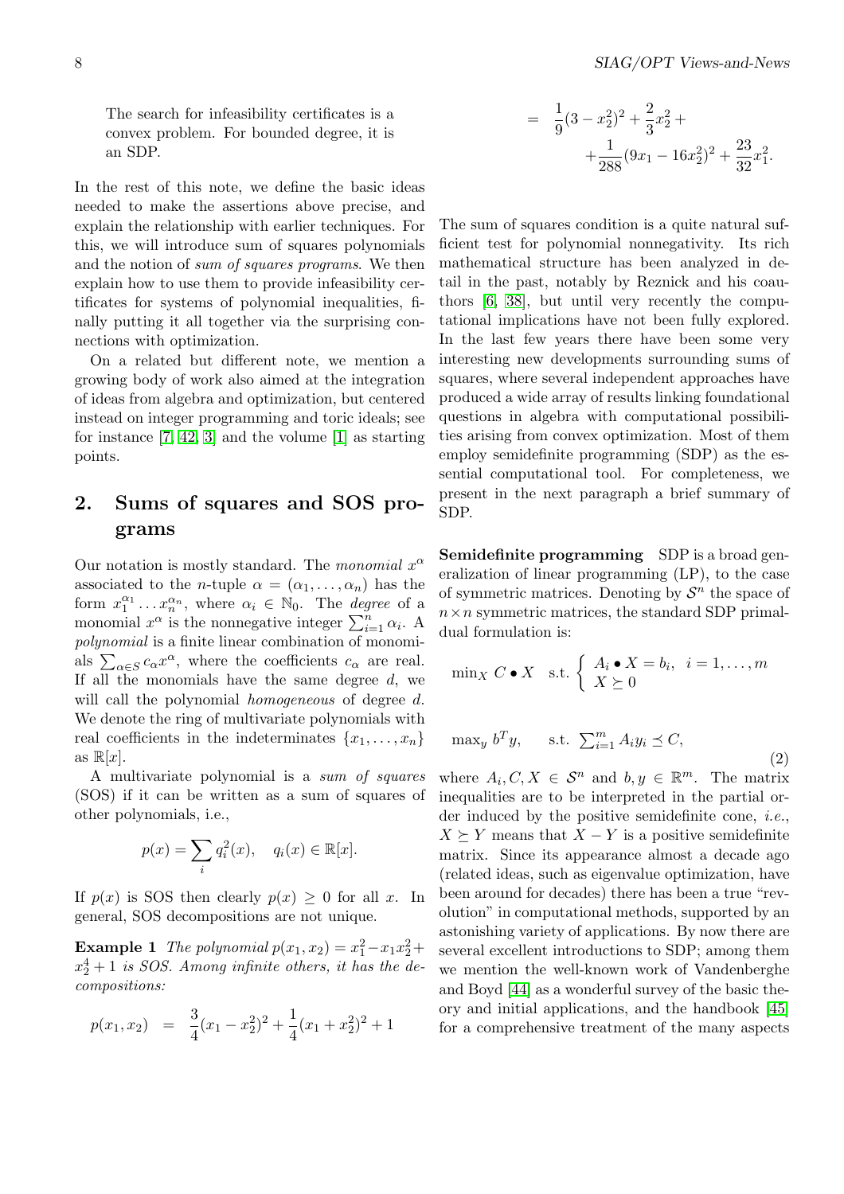The search for infeasibility certificates is a convex problem. For bounded degree, it is an SDP.

In the rest of this note, we define the basic ideas needed to make the assertions above precise, and explain the relationship with earlier techniques. For this, we will introduce sum of squares polynomials and the notion of *sum of squares programs*. We then explain how to use them to provide infeasibility certificates for systems of polynomial inequalities, finally putting it all together via the surprising connections with optimization.

On a related but different note, we mention a growing body of work also aimed at the integration of ideas from algebra and optimization, but centered instead on integer programming and toric ideals; see for instance [7, 42, 3] and the volume [1] as starting points.

## 2. Sums of squares and SOS programs

Our notation is mostly standard. The *monomial* $x^\alpha$ associated to the $n$-tuple $\alpha = (\alpha_1, \ldots, \alpha_n)$ has the form $x_1^{\alpha_1} \ldots x_n^{\alpha_n}$, where $\alpha_i \in \mathbb{N}_0$. The *degree* of a monomial $x^\alpha$ is the nonnegative integer $\sum_{i=1}^n \alpha_i$. A *polynomial* is a finite linear combination of monomials $\sum_{\alpha \in S} c_\alpha x^\alpha$, where the coefficients $c_\alpha$ are real. If all the monomials have the same degree $d$, we will call the polynomial *homogeneous* of degree $d$. We denote the ring of multivariate polynomials with real coefficients in the indeterminates $\{x_1, \ldots, x_n\}$ as $\mathbb{R}[x]$.

A multivariate polynomial is a *sum of squares* (SOS) if it can be written as a sum of squares of other polynomials, i.e.,

$$p(x) = \sum_i q_i^2(x), \quad q_i(x) \in \mathbb{R}[x].$$

If $p(x)$ is SOS then clearly $p(x) \geq 0$ for all $x$. In general, SOS decompositions are not unique.

**Example 1** *The polynomial $p(x_1, x_2) = x_1^2 - x_1 x_2^2 + x_2^4 + 1$ is SOS. Among infinite others, it has the decompositions:*

$$\begin{aligned}
p(x_1, x_2) &= \frac{3}{4}(x_1 - x_2^2)^2 + \frac{1}{4}(x_1 + x_2^2)^2 + 1 \\
&= \frac{1}{9}(3 - x_2^2)^2 + \frac{2}{3}x_2^2 + \\
&\quad + \frac{1}{288}(9x_1 - 16x_2^2)^2 + \frac{23}{32}x_1^2.
\end{aligned}$$

The sum of squares condition is a quite natural sufficient test for polynomial nonnegativity. Its rich mathematical structure has been analyzed in detail in the past, notably by Reznick and his coauthors [6, 38], but until very recently the computational implications have not been fully explored. In the last few years there have been some very interesting new developments surrounding sums of squares, where several independent approaches have produced a wide array of results linking foundational questions in algebra with computational possibilities arising from convex optimization. Most of them employ semidefinite programming (SDP) as the essential computational tool. For completeness, we present in the next paragraph a brief summary of SDP.

**Semidefinite programming** SDP is a broad generalization of linear programming (LP), to the case of symmetric matrices. Denoting by $\mathcal{S}^n$ the space of $n \times n$ symmetric matrices, the standard SDP primal-dual formulation is:

$$\min_X \; C \bullet X \quad \text{s.t.} \begin{cases} A_i \bullet X = b_i, & i = 1, \ldots, m \\ X \succeq 0 \end{cases}$$

$$\max_y \; b^T y, \qquad \text{s.t.} \; \sum_{i=1}^m A_i y_i \preceq C, \tag{2}$$

where $A_i, C, X \in \mathcal{S}^n$ and $b, y \in \mathbb{R}^m$. The matrix inequalities are to be interpreted in the partial order induced by the positive semidefinite cone, *i.e.*, $X \succeq Y$ means that $X - Y$ is a positive semidefinite matrix. Since its appearance almost a decade ago (related ideas, such as eigenvalue optimization, have been around for decades) there has been a true "revolution" in computational methods, supported by an astonishing variety of applications. By now there are several excellent introductions to SDP; among them we mention the well-known work of Vandenberghe and Boyd [44] as a wonderful survey of the basic theory and initial applications, and the handbook [45] for a comprehensive treatment of the many aspects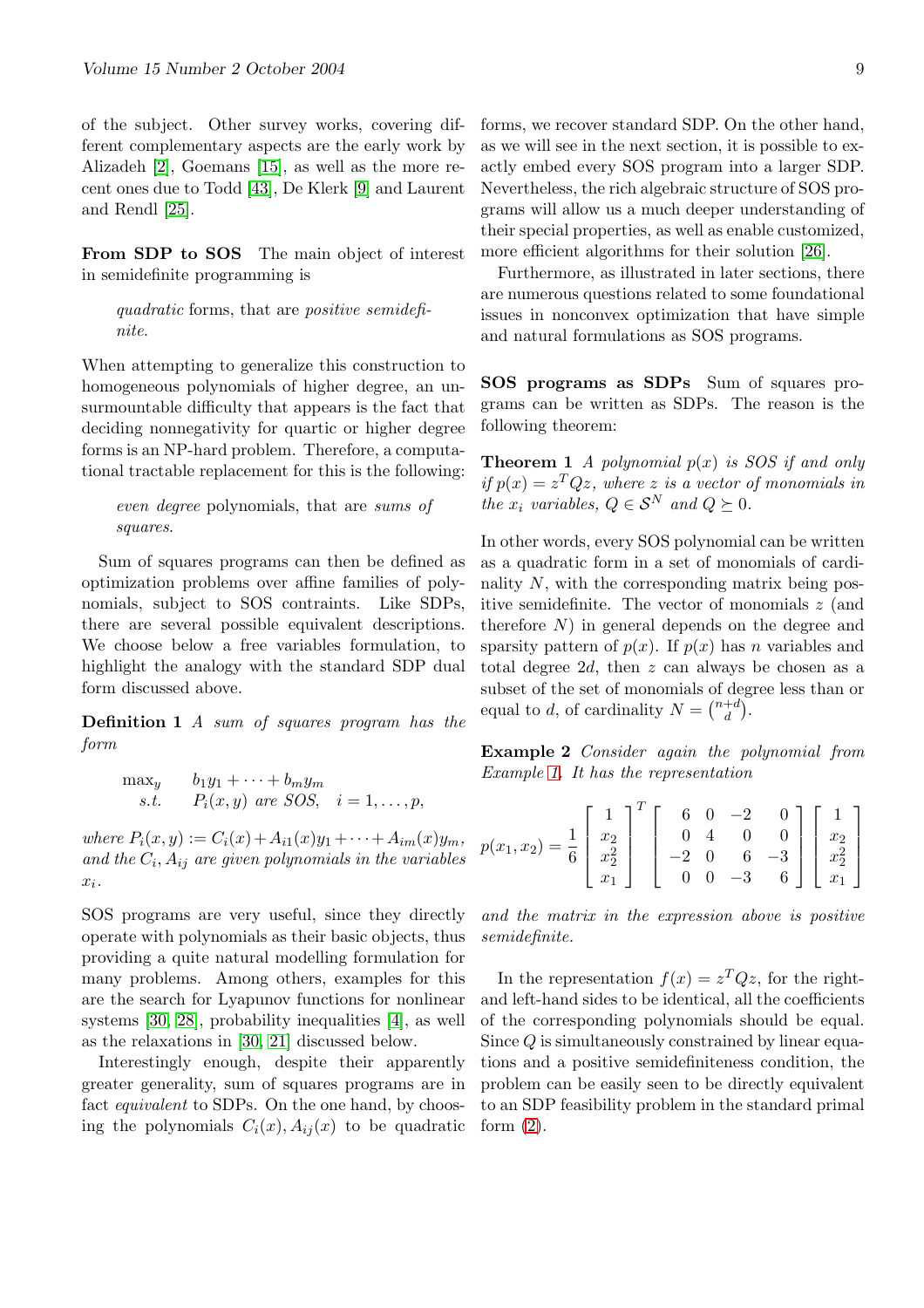of the subject. Other survey works, covering different complementary aspects are the early work by Alizadeh [2], Goemans [15], as well as the more recent ones due to Todd [43], De Klerk [9] and Laurent and Rendl [25].

**From SDP to SOS** The main object of interest in semidefinite programming is

> *quadratic* forms, that are *positive semidefinite*.

When attempting to generalize this construction to homogeneous polynomials of higher degree, an unsurmountable difficulty that appears is the fact that deciding nonnegativity for quartic or higher degree forms is an NP-hard problem. Therefore, a computational tractable replacement for this is the following:

> *even degree* polynomials, that are *sums of squares*.

Sum of squares programs can then be defined as optimization problems over affine families of polynomials, subject to SOS contraints. Like SDPs, there are several possible equivalent descriptions. We choose below a free variables formulation, to highlight the analogy with the standard SDP dual form discussed above.

**Definition 1** *A sum of squares program has the form*

$$\begin{array}{ll} \max_y & b_1 y_1 + \cdots + b_m y_m \\ \text{s.t.} & P_i(x,y) \text{ are SOS}, \quad i = 1, \ldots, p, \end{array}$$

*where* $P_i(x,y) := C_i(x) + A_{i1}(x) y_1 + \cdots + A_{im}(x) y_m$*, and the* $C_i, A_{ij}$ *are given polynomials in the variables* $x_i$*.*

SOS programs are very useful, since they directly operate with polynomials as their basic objects, thus providing a quite natural modelling formulation for many problems. Among others, examples for this are the search for Lyapunov functions for nonlinear systems [30, 28], probability inequalities [4], as well as the relaxations in [30, 21] discussed below.

Interestingly enough, despite their apparently greater generality, sum of squares programs are in fact *equivalent* to SDPs. On the one hand, by choosing the polynomials $C_i(x), A_{ij}(x)$ to be quadratic forms, we recover standard SDP. On the other hand, as we will see in the next section, it is possible to exactly embed every SOS program into a larger SDP. Nevertheless, the rich algebraic structure of SOS programs will allow us a much deeper understanding of their special properties, as well as enable customized, more efficient algorithms for their solution [26].

Furthermore, as illustrated in later sections, there are numerous questions related to some foundational issues in nonconvex optimization that have simple and natural formulations as SOS programs.

**SOS programs as SDPs** Sum of squares programs can be written as SDPs. The reason is the following theorem:

**Theorem 1** *A polynomial* $p(x)$ *is SOS if and only if* $p(x) = z^T Q z$*, where* $z$ *is a vector of monomials in the* $x_i$ *variables,* $Q \in \mathcal{S}^N$ *and* $Q \succeq 0$*.*

In other words, every SOS polynomial can be written as a quadratic form in a set of monomials of cardinality $N$, with the corresponding matrix being positive semidefinite. The vector of monomials $z$ (and therefore $N$) in general depends on the degree and sparsity pattern of $p(x)$. If $p(x)$ has $n$ variables and total degree $2d$, then $z$ can always be chosen as a subset of the set of monomials of degree less than or equal to $d$, of cardinality $N = \binom{n+d}{d}$.

**Example 2** *Consider again the polynomial from Example 1. It has the representation*

$$p(x_1, x_2) = \frac{1}{6} \begin{bmatrix} 1 \\ x_2 \\ x_2^2 \\ x_1 \end{bmatrix}^T \begin{bmatrix} 6 & 0 & -2 & 0 \\ 0 & 4 & 0 & 0 \\ -2 & 0 & 6 & -3 \\ 0 & 0 & -3 & 6 \end{bmatrix} \begin{bmatrix} 1 \\ x_2 \\ x_2^2 \\ x_1 \end{bmatrix}$$

*and the matrix in the expression above is positive semidefinite.*

In the representation $f(x) = z^T Q z$, for the right- and left-hand sides to be identical, all the coefficients of the corresponding polynomials should be equal. Since $Q$ is simultaneously constrained by linear equations and a positive semidefiniteness condition, the problem can be easily seen to be directly equivalent to an SDP feasibility problem in the standard primal form (2).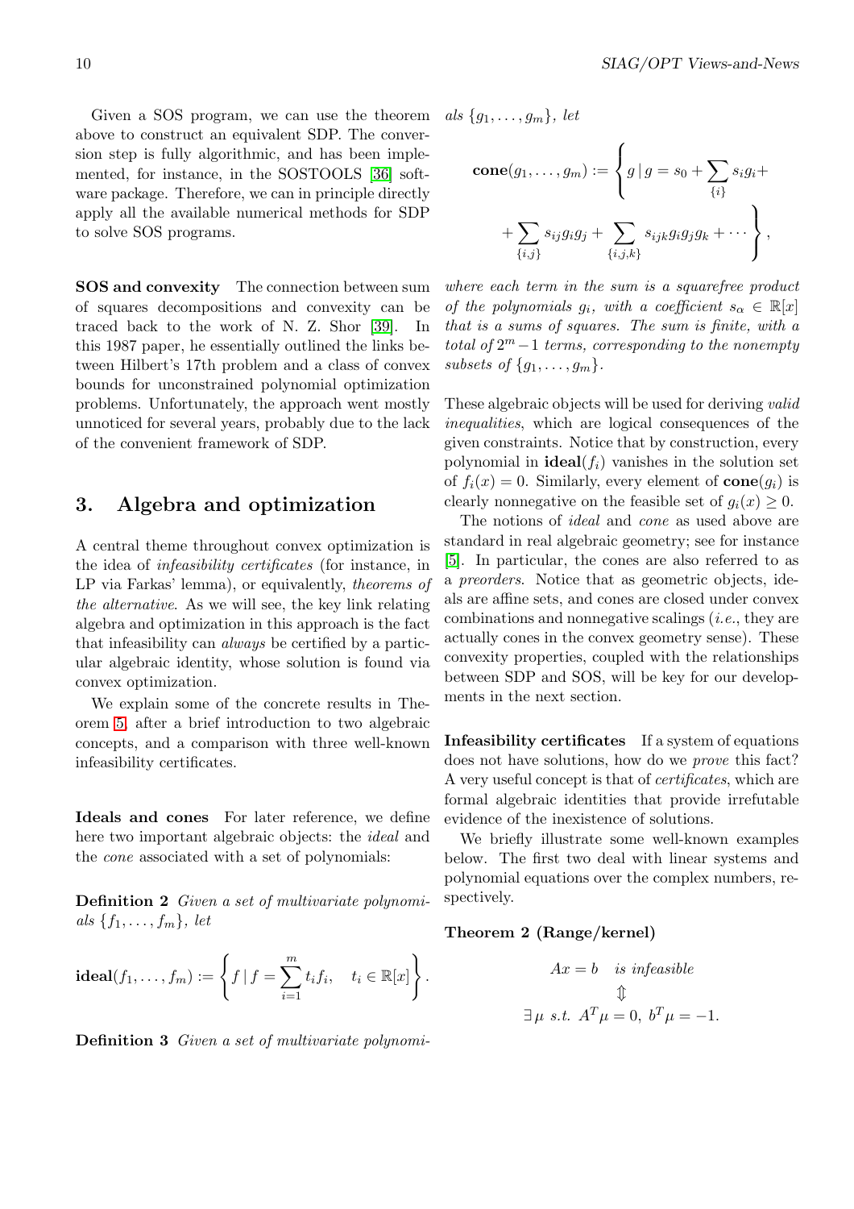Given a SOS program, we can use the theorem above to construct an equivalent SDP. The conversion step is fully algorithmic, and has been implemented, for instance, in the SOSTOOLS [36] software package. Therefore, we can in principle directly apply all the available numerical methods for SDP to solve SOS programs.

**SOS and convexity** The connection between sum of squares decompositions and convexity can be traced back to the work of N. Z. Shor [39]. In this 1987 paper, he essentially outlined the links between Hilbert's 17th problem and a class of convex bounds for unconstrained polynomial optimization problems. Unfortunately, the approach went mostly unnoticed for several years, probably due to the lack of the convenient framework of SDP.

## 3. Algebra and optimization

A central theme throughout convex optimization is the idea of *infeasibility certificates* (for instance, in LP via Farkas' lemma), or equivalently, *theorems of the alternative*. As we will see, the key link relating algebra and optimization in this approach is the fact that infeasibility can *always* be certified by a particular algebraic identity, whose solution is found via convex optimization.

We explain some of the concrete results in Theorem 5, after a brief introduction to two algebraic concepts, and a comparison with three well-known infeasibility certificates.

**Ideals and cones** For later reference, we define here two important algebraic objects: the *ideal* and the *cone* associated with a set of polynomials:

**Definition 2** *Given a set of multivariate polynomials $\{f_1, \ldots, f_m\}$, let*

$$\mathbf{ideal}(f_1, \ldots, f_m) := \left\{ f \mid f = \sum_{i=1}^{m} t_i f_i, \quad t_i \in \mathbb{R}[x] \right\}.$$

**Definition 3** *Given a set of multivariate polynomials $\{g_1, \ldots, g_m\}$, let*

$$\mathbf{cone}(g_1, \ldots, g_m) := \left\{ g \mid g = s_0 + \sum_{\{i\}} s_i g_i + \right. \left. + \sum_{\{i,j\}} s_{ij} g_i g_j + \sum_{\{i,j,k\}} s_{ijk} g_i g_j g_k + \cdots \right\},$$

*where each term in the sum is a squarefree product of the polynomials $g_i$, with a coefficient $s_\alpha \in \mathbb{R}[x]$ that is a sums of squares. The sum is finite, with a total of $2^m - 1$ terms, corresponding to the nonempty subsets of $\{g_1, \ldots, g_m\}$.*

These algebraic objects will be used for deriving *valid inequalities*, which are logical consequences of the given constraints. Notice that by construction, every polynomial in $\mathbf{ideal}(f_i)$ vanishes in the solution set of $f_i(x) = 0$. Similarly, every element of $\mathbf{cone}(g_i)$ is clearly nonnegative on the feasible set of $g_i(x) \geq 0$.

The notions of *ideal* and *cone* as used above are standard in real algebraic geometry; see for instance [5]. In particular, the cones are also referred to as a *preorders*. Notice that as geometric objects, ideals are affine sets, and cones are closed under convex combinations and nonnegative scalings (*i.e.*, they are actually cones in the convex geometry sense). These convexity properties, coupled with the relationships between SDP and SOS, will be key for our developments in the next section.

**Infeasibility certificates** If a system of equations does not have solutions, how do we *prove* this fact? A very useful concept is that of *certificates*, which are formal algebraic identities that provide irrefutable evidence of the inexistence of solutions.

We briefly illustrate some well-known examples below. The first two deal with linear systems and polynomial equations over the complex numbers, respectively.

**Theorem 2 (Range/kernel)**

$$Ax = b \quad \textit{is infeasible}$$
$$\Updownarrow$$
$$\exists \mu \;\; \textit{s.t.} \;\; A^T \mu = 0, \; b^T \mu = -1.$$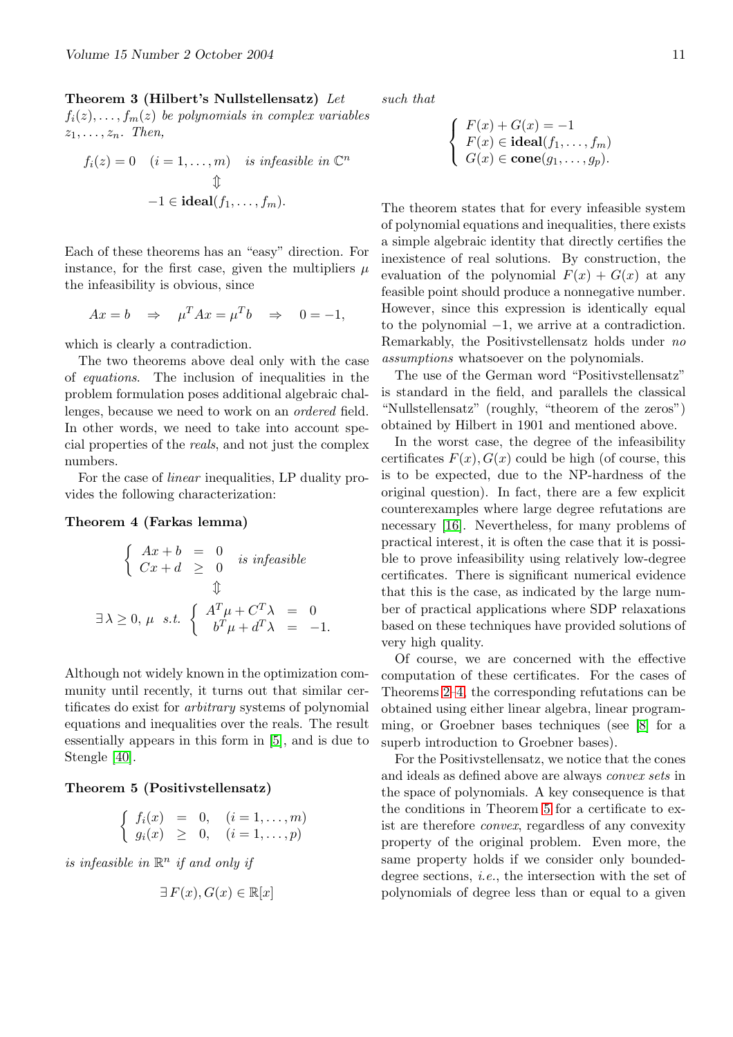**Theorem 3 (Hilbert's Nullstellensatz)** *Let $f_i(z), \ldots, f_m(z)$ be polynomials in complex variables $z_1, \ldots, z_n$. Then,*

$$
\begin{array}{c}
f_i(z) = 0 \quad (i = 1, \ldots, m) \quad \text{is infeasible in } \mathbb{C}^n \\
\Updownarrow \\
-1 \in \textbf{ideal}(f_1, \ldots, f_m).
\end{array}
$$

Each of these theorems has an "easy" direction. For instance, for the first case, given the multipliers $\mu$ the infeasibility is obvious, since

$$
Ax = b \quad \Rightarrow \quad \mu^T Ax = \mu^T b \quad \Rightarrow \quad 0 = -1,
$$

which is clearly a contradiction.

The two theorems above deal only with the case of *equations*. The inclusion of inequalities in the problem formulation poses additional algebraic challenges, because we need to work on an *ordered* field. In other words, we need to take into account special properties of the *reals*, and not just the complex numbers.

For the case of *linear* inequalities, LP duality provides the following characterization:

**Theorem 4 (Farkas lemma)**

$$
\begin{array}{c}
\left\{ \begin{array}{rcl} Ax + b & = & 0 \\ Cx + d & \geq & 0 \end{array} \right. \quad \text{is infeasible} \\
\Updownarrow \\
\exists\, \lambda \geq 0,\ \mu \ \ \text{s.t.} \ \left\{ \begin{array}{rcl} A^T\mu + C^T\lambda & = & 0 \\ b^T\mu + d^T\lambda & = & -1. \end{array} \right.
\end{array}
$$

Although not widely known in the optimization community until recently, it turns out that similar certificates do exist for *arbitrary* systems of polynomial equations and inequalities over the reals. The result essentially appears in this form in [5], and is due to Stengle [40].

**Theorem 5 (Positivstellensatz)**

$$
\left\{ \begin{array}{rcll} f_i(x) & = & 0, & (i = 1, \ldots, m) \\ g_i(x) & \geq & 0, & (i = 1, \ldots, p) \end{array} \right.
$$

*is infeasible in $\mathbb{R}^n$ if and only if*

$$
\exists\, F(x), G(x) \in \mathbb{R}[x]
$$

*such that*

$$
\left\{ \begin{array}{l} F(x) + G(x) = -1 \\ F(x) \in \textbf{ideal}(f_1, \ldots, f_m) \\ G(x) \in \textbf{cone}(g_1, \ldots, g_p). \end{array} \right.
$$

The theorem states that for every infeasible system of polynomial equations and inequalities, there exists a simple algebraic identity that directly certifies the inexistence of real solutions. By construction, the evaluation of the polynomial $F(x) + G(x)$ at any feasible point should produce a nonnegative number. However, since this expression is identically equal to the polynomial $-1$, we arrive at a contradiction. Remarkably, the Positivstellensatz holds under *no assumptions* whatsoever on the polynomials.

The use of the German word "Positivstellensatz" is standard in the field, and parallels the classical "Nullstellensatz" (roughly, "theorem of the zeros") obtained by Hilbert in 1901 and mentioned above.

In the worst case, the degree of the infeasibility certificates $F(x), G(x)$ could be high (of course, this is to be expected, due to the NP-hardness of the original question). In fact, there are a few explicit counterexamples where large degree refutations are necessary [16]. Nevertheless, for many problems of practical interest, it is often the case that it is possible to prove infeasibility using relatively low-degree certificates. There is significant numerical evidence that this is the case, as indicated by the large number of practical applications where SDP relaxations based on these techniques have provided solutions of very high quality.

Of course, we are concerned with the effective computation of these certificates. For the cases of Theorems 2–4, the corresponding refutations can be obtained using either linear algebra, linear programming, or Groebner bases techniques (see [8] for a superb introduction to Groebner bases).

For the Positivstellensatz, we notice that the cones and ideals as defined above are always *convex sets* in the space of polynomials. A key consequence is that the conditions in Theorem 5 for a certificate to exist are therefore *convex*, regardless of any convexity property of the original problem. Even more, the same property holds if we consider only bounded-degree sections, *i.e.*, the intersection with the set of polynomials of degree less than or equal to a given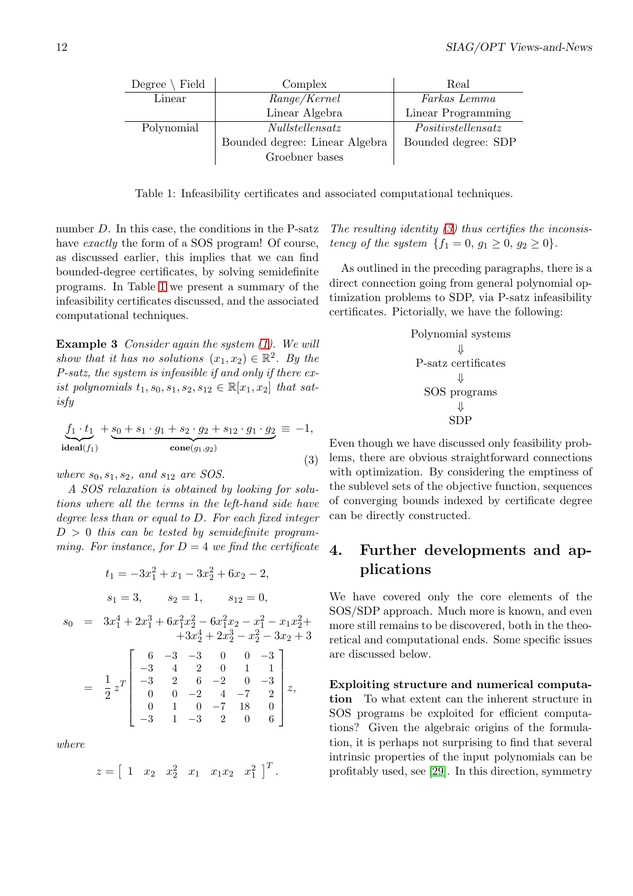| Degree \ Field | Complex | Real |
|---|---|---|
| Linear | *Range/Kernel* | *Farkas Lemma* |
| | Linear Algebra | Linear Programming |
| Polynomial | *Nullstellensatz* | *Positivstellensatz* |
| | Bounded degree: Linear Algebra | Bounded degree: SDP |
| | Groebner bases | |

Table 1: Infeasibility certificates and associated computational techniques.

number $D$. In this case, the conditions in the P-satz have *exactly* the form of a SOS program! Of course, as discussed earlier, this implies that we can find bounded-degree certificates, by solving semidefinite programs. In Table 1 we present a summary of the infeasibility certificates discussed, and the associated computational techniques.

**Example 3** *Consider again the system (1). We will show that it has no solutions $(x_1, x_2) \in \mathbb{R}^2$. By the P-satz, the system is infeasible if and only if there exist polynomials $t_1, s_0, s_1, s_2, s_{12} \in \mathbb{R}[x_1, x_2]$ that satisfy*

$$\underbrace{f_1 \cdot t_1}_{\mathbf{ideal}(f_1)} + \underbrace{s_0 + s_1 \cdot g_1 + s_2 \cdot g_2 + s_{12} \cdot g_1 \cdot g_2}_{\mathbf{cone}(g_1, g_2)} \equiv -1, \tag{3}$$

*where $s_0, s_1, s_2$, and $s_{12}$ are SOS.*

*A SOS relaxation is obtained by looking for solutions where all the terms in the left-hand side have degree less than or equal to $D$. For each fixed integer $D > 0$ this can be tested by semidefinite programming. For instance, for $D = 4$ we find the certificate*

$$t_1 = -3x_1^2 + x_1 - 3x_2^2 + 6x_2 - 2,$$

$$s_1 = 3, \qquad s_2 = 1, \qquad s_{12} = 0,$$

$$\begin{aligned} s_0 &= 3x_1^4 + 2x_1^3 + 6x_1^2x_2^2 - 6x_1^2x_2 - x_1^2 - x_1x_2^2 + \\ &\quad +3x_2^4 + 2x_2^3 - x_2^2 - 3x_2 + 3 \\ &= \frac{1}{2} z^T \begin{bmatrix} 6 & -3 & -3 & 0 & 0 & -3 \\ -3 & 4 & 2 & 0 & 1 & 1 \\ -3 & 2 & 6 & -2 & 0 & -3 \\ 0 & 0 & -2 & 4 & -7 & 2 \\ 0 & 1 & 0 & -7 & 18 & 0 \\ -3 & 1 & -3 & 2 & 0 & 6 \end{bmatrix} z, \end{aligned}$$

*where*

$$z = \begin{bmatrix} 1 & x_2 & x_2^2 & x_1 & x_1x_2 & x_1^2 \end{bmatrix}^T.$$

*The resulting identity (3) thus certifies the inconsistency of the system $\{f_1 = 0,\ g_1 \geq 0,\ g_2 \geq 0\}$.*

As outlined in the preceding paragraphs, there is a direct connection going from general polynomial optimization problems to SDP, via P-satz infeasibility certificates. Pictorially, we have the following:

$$\begin{array}{c} \text{Polynomial systems} \\ \Downarrow \\ \text{P-satz certificates} \\ \Downarrow \\ \text{SOS programs} \\ \Downarrow \\ \text{SDP} \end{array}$$

Even though we have discussed only feasibility problems, there are obvious straightforward connections with optimization. By considering the emptiness of the sublevel sets of the objective function, sequences of converging bounds indexed by certificate degree can be directly constructed.

## 4. Further developments and applications

We have covered only the core elements of the SOS/SDP approach. Much more is known, and even more still remains to be discovered, both in the theoretical and computational ends. Some specific issues are discussed below.

**Exploiting structure and numerical computation** To what extent can the inherent structure in SOS programs be exploited for efficient computations? Given the algebraic origins of the formulation, it is perhaps not surprising to find that several intrinsic properties of the input polynomials can be profitably used, see [29]. In this direction, symmetry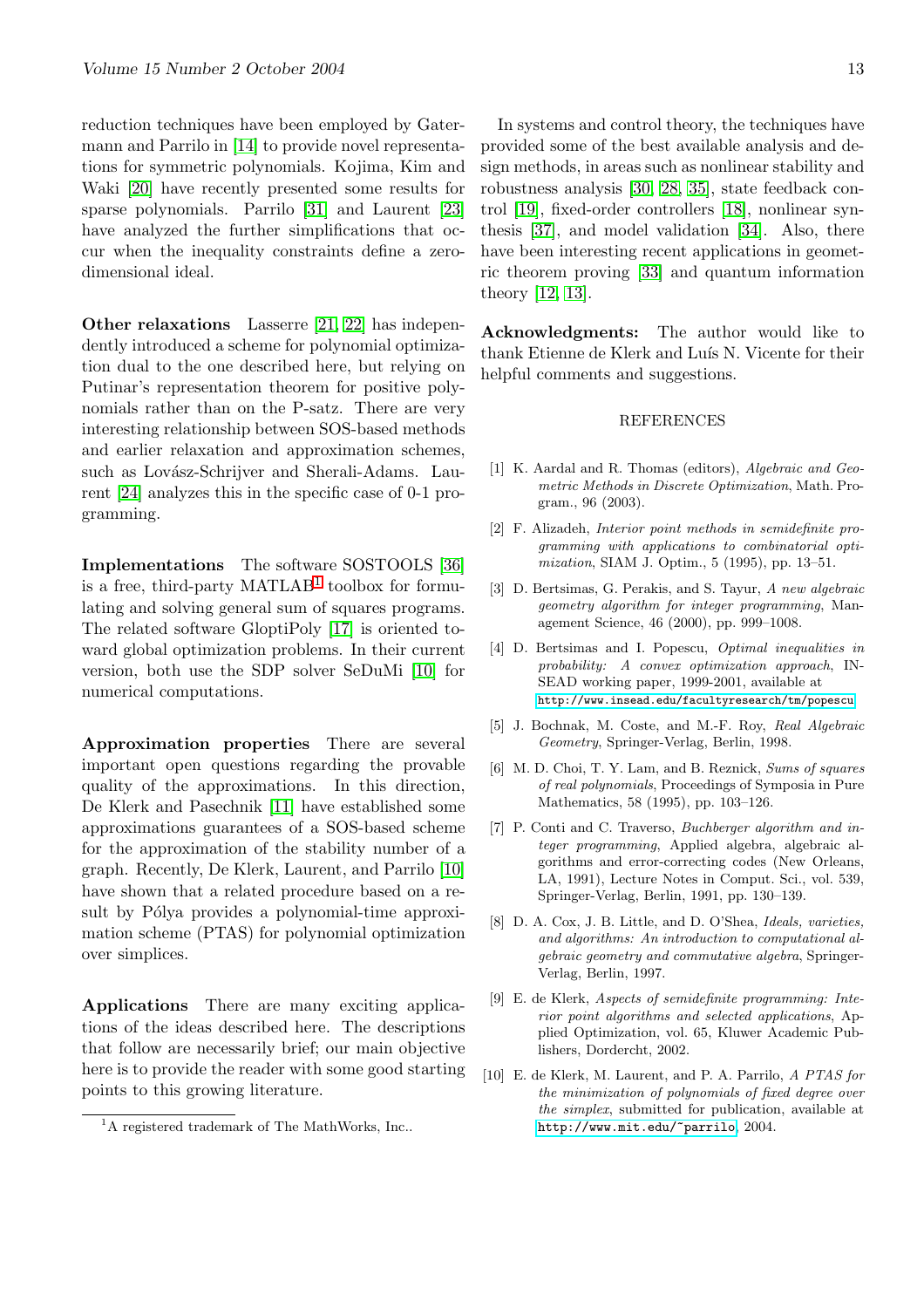reduction techniques have been employed by Gatermann and Parrilo in [14] to provide novel representations for symmetric polynomials. Kojima, Kim and Waki [20] have recently presented some results for sparse polynomials. Parrilo [31] and Laurent [23] have analyzed the further simplifications that occur when the inequality constraints define a zero-dimensional ideal.

**Other relaxations** Lasserre [21, 22] has independently introduced a scheme for polynomial optimization dual to the one described here, but relying on Putinar's representation theorem for positive polynomials rather than on the P-satz. There are very interesting relationship between SOS-based methods and earlier relaxation and approximation schemes, such as Lovász-Schrijver and Sherali-Adams. Laurent [24] analyzes this in the specific case of 0-1 programming.

**Implementations** The software SOSTOOLS [36] is a free, third-party MATLAB[1] toolbox for formulating and solving general sum of squares programs. The related software GloptiPoly [17] is oriented toward global optimization problems. In their current version, both use the SDP solver SeDuMi [10] for numerical computations.

**Approximation properties** There are several important open questions regarding the provable quality of the approximations. In this direction, De Klerk and Pasechnik [11] have established some approximations guarantees of a SOS-based scheme for the approximation of the stability number of a graph. Recently, De Klerk, Laurent, and Parrilo [10] have shown that a related procedure based on a result by Pólya provides a polynomial-time approximation scheme (PTAS) for polynomial optimization over simplices.

**Applications** There are many exciting applications of the ideas described here. The descriptions that follow are necessarily brief; our main objective here is to provide the reader with some good starting points to this growing literature.

[1] A registered trademark of The MathWorks, Inc..

In systems and control theory, the techniques have provided some of the best available analysis and design methods, in areas such as nonlinear stability and robustness analysis [30, 28, 35], state feedback control [19], fixed-order controllers [18], nonlinear synthesis [37], and model validation [34]. Also, there have been interesting recent applications in geometric theorem proving [33] and quantum information theory [12, 13].

**Acknowledgments:** The author would like to thank Etienne de Klerk and Luís N. Vicente for their helpful comments and suggestions.

REFERENCES

[1] K. Aardal and R. Thomas (editors), *Algebraic and Geometric Methods in Discrete Optimization*, Math. Program., 96 (2003).

[2] F. Alizadeh, *Interior point methods in semidefinite programming with applications to combinatorial optimization*, SIAM J. Optim., 5 (1995), pp. 13–51.

[3] D. Bertsimas, G. Perakis, and S. Tayur, *A new algebraic geometry algorithm for integer programming*, Management Science, 46 (2000), pp. 999–1008.

[4] D. Bertsimas and I. Popescu, *Optimal inequalities in probability: A convex optimization approach*, INSEAD working paper, 1999-2001, available at http://www.insead.edu/facultyresearch/tm/popescu.

[5] J. Bochnak, M. Coste, and M.-F. Roy, *Real Algebraic Geometry*, Springer-Verlag, Berlin, 1998.

[6] M. D. Choi, T. Y. Lam, and B. Reznick, *Sums of squares of real polynomials*, Proceedings of Symposia in Pure Mathematics, 58 (1995), pp. 103–126.

[7] P. Conti and C. Traverso, *Buchberger algorithm and integer programming*, Applied algebra, algebraic algorithms and error-correcting codes (New Orleans, LA, 1991), Lecture Notes in Comput. Sci., vol. 539, Springer-Verlag, Berlin, 1991, pp. 130–139.

[8] D. A. Cox, J. B. Little, and D. O'Shea, *Ideals, varieties, and algorithms: An introduction to computational algebraic geometry and commutative algebra*, Springer-Verlag, Berlin, 1997.

[9] E. de Klerk, *Aspects of semidefinite programming: Interior point algorithms and selected applications*, Applied Optimization, vol. 65, Kluwer Academic Publishers, Dordercht, 2002.

[10] E. de Klerk, M. Laurent, and P. A. Parrilo, *A PTAS for the minimization of polynomials of fixed degree over the simplex*, submitted for publication, available at http://www.mit.edu/~parrilo, 2004.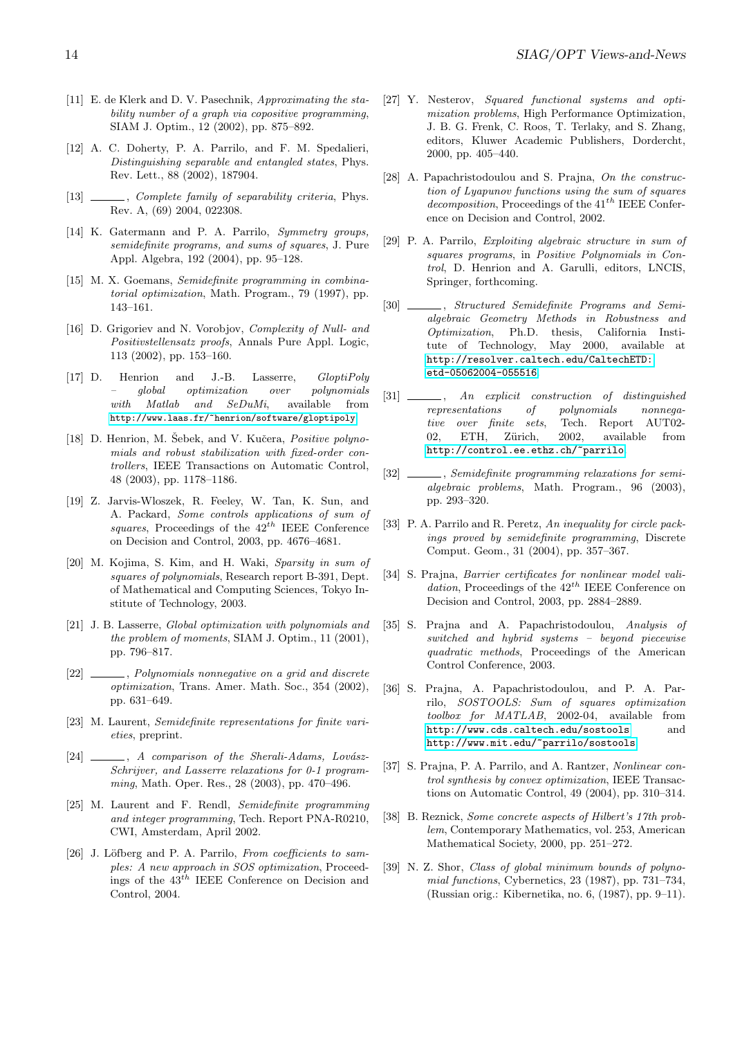[11] E. de Klerk and D. V. Pasechnik, *Approximating the stability number of a graph via copositive programming*, SIAM J. Optim., 12 (2002), pp. 875–892.

[12] A. C. Doherty, P. A. Parrilo, and F. M. Spedalieri, *Distinguishing separable and entangled states*, Phys. Rev. Lett., 88 (2002), 187904.

[13] ———, *Complete family of separability criteria*, Phys. Rev. A, (69) 2004, 022308.

[14] K. Gatermann and P. A. Parrilo, *Symmetry groups, semidefinite programs, and sums of squares*, J. Pure Appl. Algebra, 192 (2004), pp. 95–128.

[15] M. X. Goemans, *Semidefinite programming in combinatorial optimization*, Math. Program., 79 (1997), pp. 143–161.

[16] D. Grigoriev and N. Vorobjov, *Complexity of Null- and Positivstellensatz proofs*, Annals Pure Appl. Logic, 113 (2002), pp. 153–160.

[17] D. Henrion and J.-B. Lasserre, *GloptiPoly – global optimization over polynomials with Matlab and SeDuMi*, available from http://www.laas.fr/~henrion/software/gloptipoly

[18] D. Henrion, M. Šebek, and V. Kučera, *Positive polynomials and robust stabilization with fixed-order controllers*, IEEE Transactions on Automatic Control, 48 (2003), pp. 1178–1186.

[19] Z. Jarvis-Wloszek, R. Feeley, W. Tan, K. Sun, and A. Packard, *Some controls applications of sum of squares*, Proceedings of the $42^{th}$ IEEE Conference on Decision and Control, 2003, pp. 4676–4681.

[20] M. Kojima, S. Kim, and H. Waki, *Sparsity in sum of squares of polynomials*, Research report B-391, Dept. of Mathematical and Computing Sciences, Tokyo Institute of Technology, 2003.

[21] J. B. Lasserre, *Global optimization with polynomials and the problem of moments*, SIAM J. Optim., 11 (2001), pp. 796–817.

[22] ———, *Polynomials nonnegative on a grid and discrete optimization*, Trans. Amer. Math. Soc., 354 (2002), pp. 631–649.

[23] M. Laurent, *Semidefinite representations for finite varieties*, preprint.

[24] ———, *A comparison of the Sherali-Adams, Lovász-Schrijver, and Lasserre relaxations for 0-1 programming*, Math. Oper. Res., 28 (2003), pp. 470–496.

[25] M. Laurent and F. Rendl, *Semidefinite programming and integer programming*, Tech. Report PNA-R0210, CWI, Amsterdam, April 2002.

[26] J. Löfberg and P. A. Parrilo, *From coefficients to samples: A new approach in SOS optimization*, Proceedings of the $43^{th}$ IEEE Conference on Decision and Control, 2004.

[27] Y. Nesterov, *Squared functional systems and optimization problems*, High Performance Optimization, J. B. G. Frenk, C. Roos, T. Terlaky, and S. Zhang, editors, Kluwer Academic Publishers, Dordercht, 2000, pp. 405–440.

[28] A. Papachristodoulou and S. Prajna, *On the construction of Lyapunov functions using the sum of squares decomposition*, Proceedings of the $41^{th}$ IEEE Conference on Decision and Control, 2002.

[29] P. A. Parrilo, *Exploiting algebraic structure in sum of squares programs*, in *Positive Polynomials in Control*, D. Henrion and A. Garulli, editors, LNCIS, Springer, forthcoming.

[30] ———, *Structured Semidefinite Programs and Semialgebraic Geometry Methods in Robustness and Optimization*, Ph.D. thesis, California Institute of Technology, May 2000, available at http://resolver.caltech.edu/CaltechETD:etd-05062004-055516

[31] ———, *An explicit construction of distinguished representations of polynomials nonnegative over finite sets*, Tech. Report AUT02-02, ETH, Zürich, 2002, available from http://control.ee.ethz.ch/~parrilo

[32] ———, *Semidefinite programming relaxations for semialgebraic problems*, Math. Program., 96 (2003), pp. 293–320.

[33] P. A. Parrilo and R. Peretz, *An inequality for circle packings proved by semidefinite programming*, Discrete Comput. Geom., 31 (2004), pp. 357–367.

[34] S. Prajna, *Barrier certificates for nonlinear model validation*, Proceedings of the $42^{th}$ IEEE Conference on Decision and Control, 2003, pp. 2884–2889.

[35] S. Prajna and A. Papachristodoulou, *Analysis of switched and hybrid systems – beyond piecewise quadratic methods*, Proceedings of the American Control Conference, 2003.

[36] S. Prajna, A. Papachristodoulou, and P. A. Parrilo, *SOSTOOLS: Sum of squares optimization toolbox for MATLAB*, 2002-04, available from http://www.cds.caltech.edu/sostools and http://www.mit.edu/~parrilo/sostools

[37] S. Prajna, P. A. Parrilo, and A. Rantzer, *Nonlinear control synthesis by convex optimization*, IEEE Transactions on Automatic Control, 49 (2004), pp. 310–314.

[38] B. Reznick, *Some concrete aspects of Hilbert's 17th problem*, Contemporary Mathematics, vol. 253, American Mathematical Society, 2000, pp. 251–272.

[39] N. Z. Shor, *Class of global minimum bounds of polynomial functions*, Cybernetics, 23 (1987), pp. 731–734, (Russian orig.: Kibernetika, no. 6, (1987), pp. 9–11).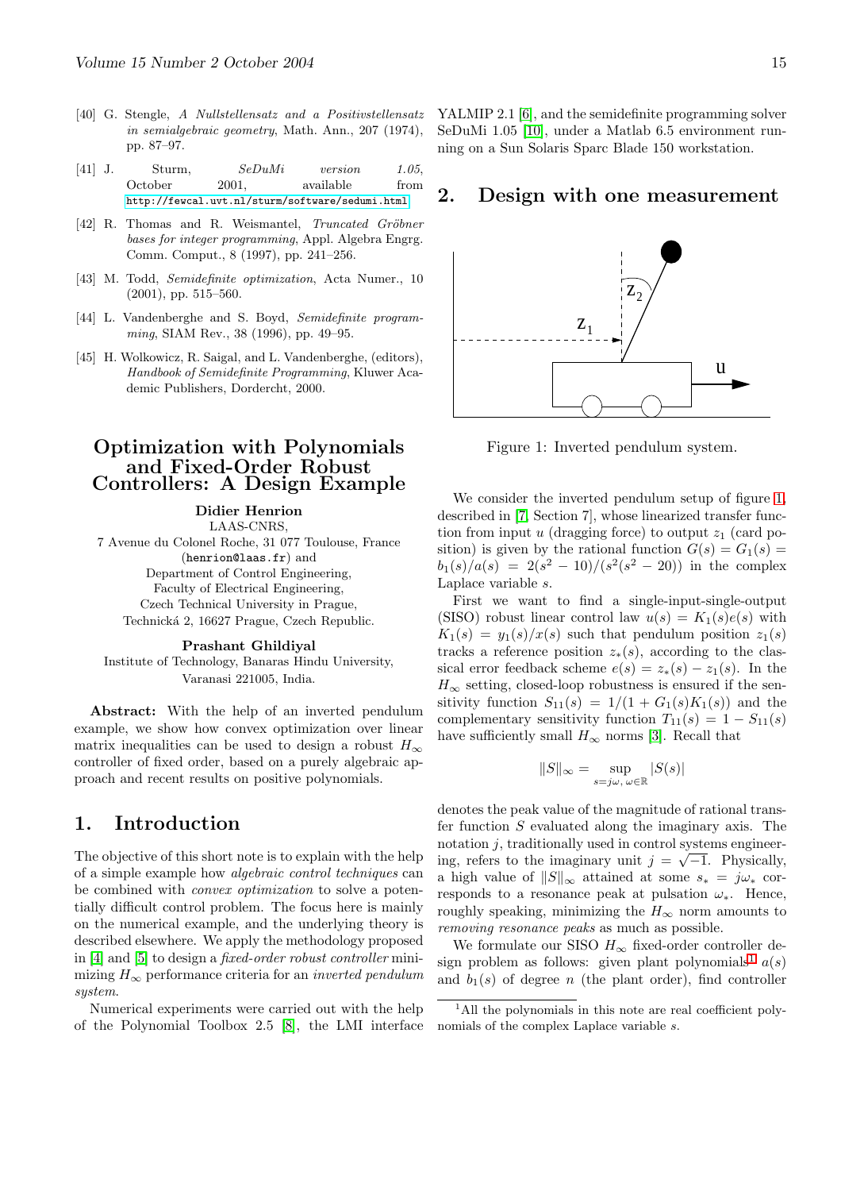[40] G. Stengle, *A Nullstellensatz and a Positivstellensatz in semialgebraic geometry*, Math. Ann., 207 (1974), pp. 87–97.

[41] J. Sturm, *SeDuMi version 1.05*, October 2001, available from http://fewcal.uvt.nl/sturm/software/sedumi.html

[42] R. Thomas and R. Weismantel, *Truncated Gröbner bases for integer programming*, Appl. Algebra Engrg. Comm. Comput., 8 (1997), pp. 241–256.

[43] M. Todd, *Semidefinite optimization*, Acta Numer., 10 (2001), pp. 515–560.

[44] L. Vandenberghe and S. Boyd, *Semidefinite programming*, SIAM Rev., 38 (1996), pp. 49–95.

[45] H. Wolkowicz, R. Saigal, and L. Vandenberghe, (editors), *Handbook of Semidefinite Programming*, Kluwer Academic Publishers, Dordercht, 2000.

# Optimization with Polynomials and Fixed-Order Robust Controllers: A Design Example

**Didier Henrion**
LAAS-CNRS,
7 Avenue du Colonel Roche, 31 077 Toulouse, France
(henrion@laas.fr) and
Department of Control Engineering,
Faculty of Electrical Engineering,
Czech Technical University in Prague,
Technická 2, 16627 Prague, Czech Republic.

**Prashant Ghildiyal**
Institute of Technology, Banaras Hindu University,
Varanasi 221005, India.

**Abstract:** With the help of an inverted pendulum example, we show how convex optimization over linear matrix inequalities can be used to design a robust $H_\infty$ controller of fixed order, based on a purely algebraic approach and recent results on positive polynomials.

## 1. Introduction

The objective of this short note is to explain with the help of a simple example how *algebraic control techniques* can be combined with *convex optimization* to solve a potentially difficult control problem. The focus here is mainly on the numerical example, and the underlying theory is described elsewhere. We apply the methodology proposed in [4] and [5] to design a *fixed-order robust controller* minimizing $H_\infty$ performance criteria for an *inverted pendulum system*.

Numerical experiments were carried out with the help of the Polynomial Toolbox 2.5 [8], the LMI interface YALMIP 2.1 [6], and the semidefinite programming solver SeDuMi 1.05 [10], under a Matlab 6.5 environment running on a Sun Solaris Sparc Blade 150 workstation.

## 2. Design with one measurement

Figure 1: Inverted pendulum system.

We consider the inverted pendulum setup of figure 1, described in [7, Section 7], whose linearized transfer function from input $u$ (dragging force) to output $z_1$ (card position) is given by the rational function $G(s) = G_1(s) = b_1(s)/a(s) = 2(s^2 - 10)/(s^2(s^2 - 20))$ in the complex Laplace variable $s$.

First we want to find a single-input-single-output (SISO) robust linear control law $u(s) = K_1(s)e(s)$ with $K_1(s) = y_1(s)/x(s)$ such that pendulum position $z_1(s)$ tracks a reference position $z_*(s)$, according to the classical error feedback scheme $e(s) = z_*(s) - z_1(s)$. In the $H_\infty$ setting, closed-loop robustness is ensured if the sensitivity function $S_{11}(s) = 1/(1 + G_1(s)K_1(s))$ and the complementary sensitivity function $T_{11}(s) = 1 - S_{11}(s)$ have sufficiently small $H_\infty$ norms [3]. Recall that

$$\|S\|_\infty = \sup_{s=j\omega,\, \omega\in\mathbb{R}} |S(s)|$$

denotes the peak value of the magnitude of rational transfer function $S$ evaluated along the imaginary axis. The notation $j$, traditionally used in control systems engineering, refers to the imaginary unit $j = \sqrt{-1}$. Physically, a high value of $\|S\|_\infty$ attained at some $s_* = j\omega_*$ corresponds to a resonance peak at pulsation $\omega_*$. Hence, roughly speaking, minimizing the $H_\infty$ norm amounts to *removing resonance peaks* as much as possible.

We formulate our SISO $H_\infty$ fixed-order controller design problem as follows: given plant polynomials[1] $a(s)$ and $b_1(s)$ of degree $n$ (the plant order), find controller

[1] All the polynomials in this note are real coefficient polynomials of the complex Laplace variable $s$.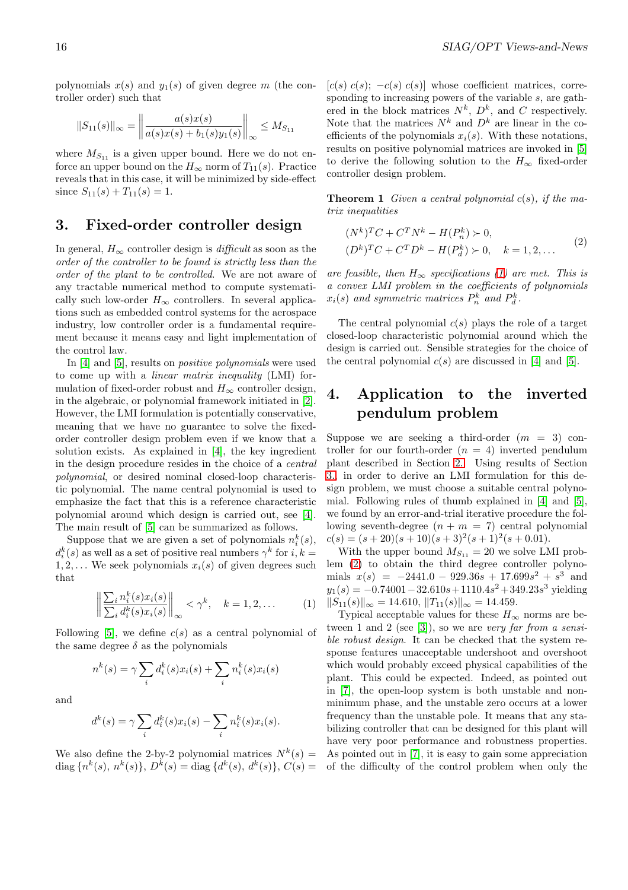polynomials $x(s)$ and $y_1(s)$ of given degree $m$ (the controller order) such that

$$\|S_{11}(s)\|_\infty = \left\| \frac{a(s)x(s)}{a(s)x(s) + b_1(s)y_1(s)} \right\|_\infty \leq M_{S_{11}}$$

where $M_{S_{11}}$ is a given upper bound. Here we do not enforce an upper bound on the $H_\infty$ norm of $T_{11}(s)$. Practice reveals that in this case, it will be minimized by side-effect since $S_{11}(s) + T_{11}(s) = 1$.

## 3. Fixed-order controller design

In general, $H_\infty$ controller design is *difficult* as soon as the *order of the controller to be found is strictly less than the order of the plant to be controlled*. We are not aware of any tractable numerical method to compute systematically such low-order $H_\infty$ controllers. In several applications such as embedded control systems for the aerospace industry, low controller order is a fundamental requirement because it means easy and light implementation of the control law.

In [4] and [5], results on *positive polynomials* were used to come up with a *linear matrix inequality* (LMI) formulation of fixed-order robust and $H_\infty$ controller design, in the algebraic, or polynomial framework initiated in [2]. However, the LMI formulation is potentially conservative, meaning that we have no guarantee to solve the fixed-order controller design problem even if we know that a solution exists. As explained in [4], the key ingredient in the design procedure resides in the choice of a *central polynomial*, or desired nominal closed-loop characteristic polynomial. The name central polynomial is used to emphasize the fact that this is a reference characteristic polynomial around which design is carried out, see [4]. The main result of [5] can be summarized as follows.

Suppose that we are given a set of polynomials $n_i^k(s)$, $d_i^k(s)$ as well as a set of positive real numbers $\gamma^k$ for $i, k = 1, 2, \ldots$ We seek polynomials $x_i(s)$ of given degrees such that

$$\left\| \frac{\sum_i n_i^k(s)x_i(s)}{\sum_i d_i^k(s)x_i(s)} \right\|_\infty < \gamma^k, \quad k = 1, 2, \ldots \tag{1}$$

Following [5], we define $c(s)$ as a central polynomial of the same degree $\delta$ as the polynomials

$$n^k(s) = \gamma \sum_i d_i^k(s)x_i(s) + \sum_i n_i^k(s)x_i(s)$$

and

$$d^k(s) = \gamma \sum_i d_i^k(s)x_i(s) - \sum_i n_i^k(s)x_i(s).$$

We also define the 2-by-2 polynomial matrices $N^k(s) = \operatorname{diag}\{n^k(s),\, n^k(s)\}$, $D^k(s) = \operatorname{diag}\{d^k(s),\, d^k(s)\}$, $C(s) = [c(s)\ c(s);\ -c(s)\ c(s)]$ whose coefficient matrices, corresponding to increasing powers of the variable $s$, are gathered in the block matrices $N^k$, $D^k$, and $C$ respectively. Note that the matrices $N^k$ and $D^k$ are linear in the coefficients of the polynomials $x_i(s)$. With these notations, results on positive polynomial matrices are invoked in [5] to derive the following solution to the $H_\infty$ fixed-order controller design problem.

**Theorem 1** *Given a central polynomial $c(s)$, if the matrix inequalities*

$$\begin{aligned} &(N^k)^T C + C^T N^k - H(P_n^k) \succ 0, \\ &(D^k)^T C + C^T D^k - H(P_d^k) \succ 0, \quad k = 1, 2, \ldots \end{aligned} \tag{2}$$

*are feasible, then $H_\infty$ specifications (1) are met. This is a convex LMI problem in the coefficients of polynomials $x_i(s)$ and symmetric matrices $P_n^k$ and $P_d^k$.*

The central polynomial $c(s)$ plays the role of a target closed-loop characteristic polynomial around which the design is carried out. Sensible strategies for the choice of the central polynomial $c(s)$ are discussed in [4] and [5].

## 4. Application to the inverted pendulum problem

Suppose we are seeking a third-order ($m = 3$) controller for our fourth-order ($n = 4$) inverted pendulum plant described in Section 2. Using results of Section 3. in order to derive an LMI formulation for this design problem, we must choose a suitable central polynomial. Following rules of thumb explained in [4] and [5], we found by an error-and-trial iterative procedure the following seventh-degree ($n + m = 7$) central polynomial $c(s) = (s + 20)(s + 10)(s + 3)^2(s + 1)^2(s + 0.01)$.

With the upper bound $M_{S_{11}} = 20$ we solve LMI problem (2) to obtain the third degree controller polynomials $x(s) = -2441.0 - 929.36s + 17.699s^2 + s^3$ and $y_1(s) = -0.74001 - 32.610s + 1110.4s^2 + 349.23s^3$ yielding $\|S_{11}(s)\|_\infty = 14.610$, $\|T_{11}(s)\|_\infty = 14.459$.

Typical acceptable values for these $H_\infty$ norms are between 1 and 2 (see [3]), so we are *very far from a sensible robust design*. It can be checked that the system response features unacceptable undershoot and overshoot which would probably exceed physical capabilities of the plant. This could be expected. Indeed, as pointed out in [7], the open-loop system is both unstable and non-minimum phase, and the unstable zero occurs at a lower frequency than the unstable pole. It means that any stabilizing controller that can be designed for this plant will have very poor performance and robustness properties. As pointed out in [7], it is easy to gain some appreciation of the difficulty of the control problem when only the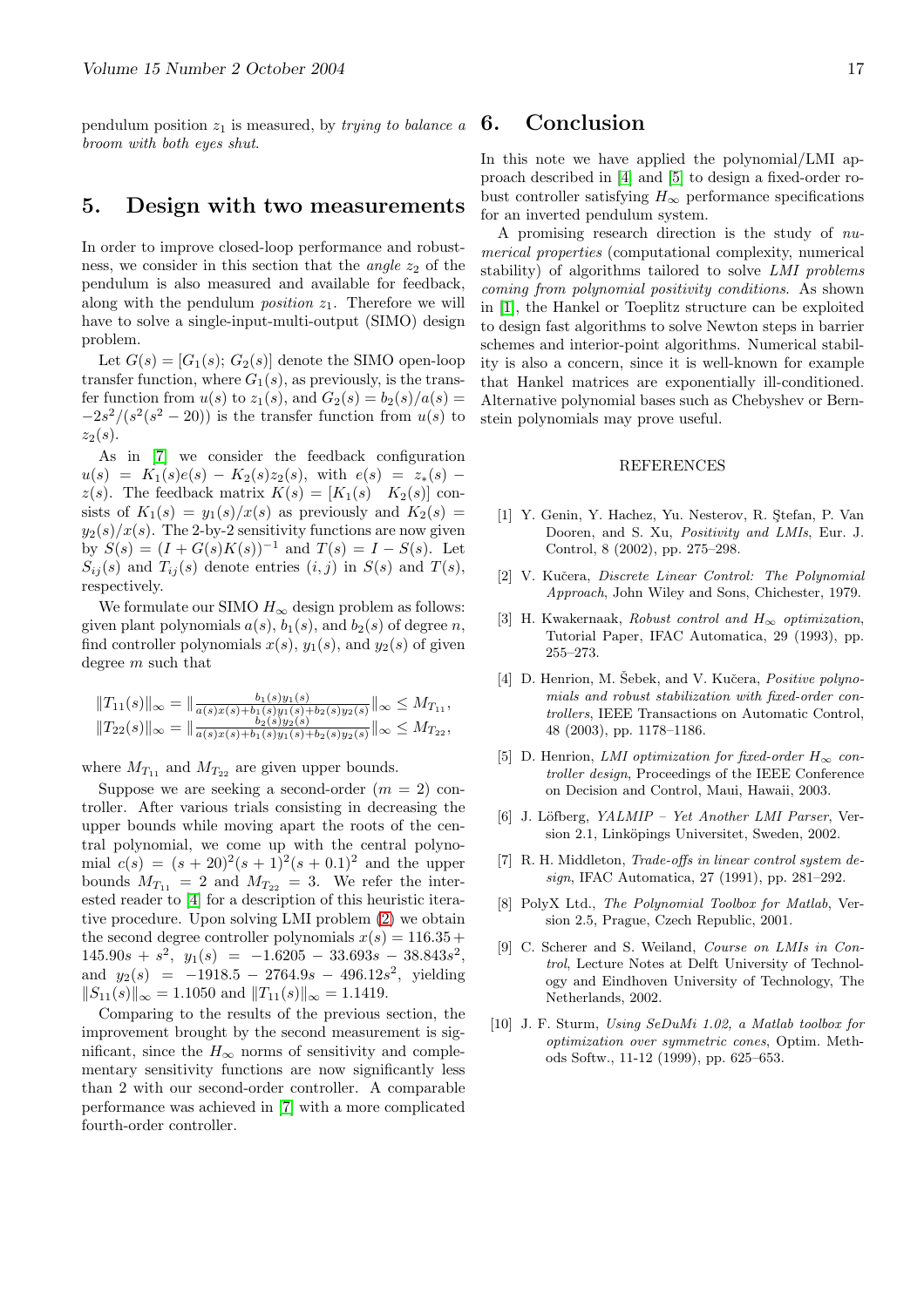pendulum position $z_1$ is measured, by *trying to balance a broom with both eyes shut*.

## 5. Design with two measurements

In order to improve closed-loop performance and robustness, we consider in this section that the *angle* $z_2$ of the pendulum is also measured and available for feedback, along with the pendulum *position* $z_1$. Therefore we will have to solve a single-input-multi-output (SIMO) design problem.

Let $G(s) = [G_1(s); G_2(s)]$ denote the SIMO open-loop transfer function, where $G_1(s)$, as previously, is the transfer function from $u(s)$ to $z_1(s)$, and $G_2(s) = b_2(s)/a(s) = -2s^2/(s^2(s^2-20))$ is the transfer function from $u(s)$ to $z_2(s)$.

As in [7] we consider the feedback configuration $u(s) = K_1(s)e(s) - K_2(s)z_2(s)$, with $e(s) = z_*(s) - z(s)$. The feedback matrix $K(s) = [K_1(s) \quad K_2(s)]$ consists of $K_1(s) = y_1(s)/x(s)$ as previously and $K_2(s) = y_2(s)/x(s)$. The 2-by-2 sensitivity functions are now given by $S(s) = (I + G(s)K(s))^{-1}$ and $T(s) = I - S(s)$. Let $S_{ij}(s)$ and $T_{ij}(s)$ denote entries $(i, j)$ in $S(s)$ and $T(s)$, respectively.

We formulate our SIMO $H_\infty$ design problem as follows: given plant polynomials $a(s)$, $b_1(s)$, and $b_2(s)$ of degree $n$, find controller polynomials $x(s)$, $y_1(s)$, and $y_2(s)$ of given degree $m$ such that

$$\|T_{11}(s)\|_\infty = \left\|\frac{b_1(s)y_1(s)}{a(s)x(s)+b_1(s)y_1(s)+b_2(s)y_2(s)}\right\|_\infty \leq M_{T_{11}},$$
$$\|T_{22}(s)\|_\infty = \left\|\frac{b_2(s)y_2(s)}{a(s)x(s)+b_1(s)y_1(s)+b_2(s)y_2(s)}\right\|_\infty \leq M_{T_{22}},$$

where $M_{T_{11}}$ and $M_{T_{22}}$ are given upper bounds.

Suppose we are seeking a second-order ($m = 2$) controller. After various trials consisting in decreasing the upper bounds while moving apart the roots of the central polynomial, we come up with the central polynomial $c(s) = (s+20)^2(s+1)^2(s+0.1)^2$ and the upper bounds $M_{T_{11}} = 2$ and $M_{T_{22}} = 3$. We refer the interested reader to [4] for a description of this heuristic iterative procedure. Upon solving LMI problem (2) we obtain the second degree controller polynomials $x(s) = 116.35 + 145.90s + s^2$, $y_1(s) = -1.6205 - 33.693s - 38.843s^2$, and $y_2(s) = -1918.5 - 2764.9s - 496.12s^2$, yielding $\|S_{11}(s)\|_\infty = 1.1050$ and $\|T_{11}(s)\|_\infty = 1.1419$.

Comparing to the results of the previous section, the improvement brought by the second measurement is significant, since the $H_\infty$ norms of sensitivity and complementary sensitivity functions are now significantly less than 2 with our second-order controller. A comparable performance was achieved in [7] with a more complicated fourth-order controller.

## 6. Conclusion

In this note we have applied the polynomial/LMI approach described in [4] and [5] to design a fixed-order robust controller satisfying $H_\infty$ performance specifications for an inverted pendulum system.

A promising research direction is the study of *numerical properties* (computational complexity, numerical stability) of algorithms tailored to solve *LMI problems coming from polynomial positivity conditions*. As shown in [1], the Hankel or Toeplitz structure can be exploited to design fast algorithms to solve Newton steps in barrier schemes and interior-point algorithms. Numerical stability is also a concern, since it is well-known for example that Hankel matrices are exponentially ill-conditioned. Alternative polynomial bases such as Chebyshev or Bernstein polynomials may prove useful.

### REFERENCES

[1] Y. Genin, Y. Hachez, Yu. Nesterov, R. Ştefan, P. Van Dooren, and S. Xu, *Positivity and LMIs*, Eur. J. Control, 8 (2002), pp. 275–298.

[2] V. Kučera, *Discrete Linear Control: The Polynomial Approach*, John Wiley and Sons, Chichester, 1979.

[3] H. Kwakernaak, *Robust control and $H_\infty$ optimization*, Tutorial Paper, IFAC Automatica, 29 (1993), pp. 255–273.

[4] D. Henrion, M. Šebek, and V. Kučera, *Positive polynomials and robust stabilization with fixed-order controllers*, IEEE Transactions on Automatic Control, 48 (2003), pp. 1178–1186.

[5] D. Henrion, *LMI optimization for fixed-order $H_\infty$ controller design*, Proceedings of the IEEE Conference on Decision and Control, Maui, Hawaii, 2003.

[6] J. Löfberg, *YALMIP – Yet Another LMI Parser*, Version 2.1, Linköpings Universitet, Sweden, 2002.

[7] R. H. Middleton, *Trade-offs in linear control system design*, IFAC Automatica, 27 (1991), pp. 281–292.

[8] PolyX Ltd., *The Polynomial Toolbox for Matlab*, Version 2.5, Prague, Czech Republic, 2001.

[9] C. Scherer and S. Weiland, *Course on LMIs in Control*, Lecture Notes at Delft University of Technology and Eindhoven University of Technology, The Netherlands, 2002.

[10] J. F. Sturm, *Using SeDuMi 1.02, a Matlab toolbox for optimization over symmetric cones*, Optim. Methods Softw., 11-12 (1999), pp. 625–653.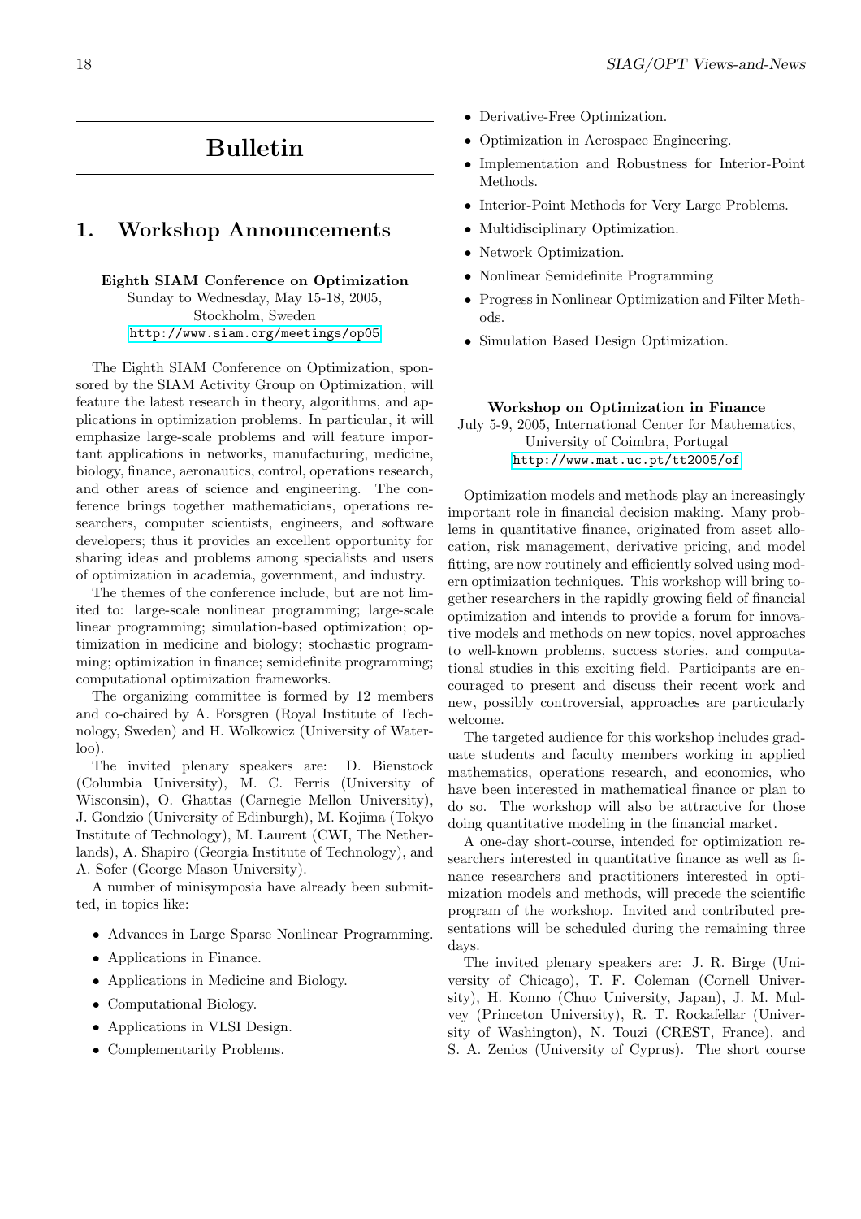# Bulletin

## 1. Workshop Announcements

**Eighth SIAM Conference on Optimization**
Sunday to Wednesday, May 15-18, 2005,
Stockholm, Sweden
http://www.siam.org/meetings/op05

The Eighth SIAM Conference on Optimization, sponsored by the SIAM Activity Group on Optimization, will feature the latest research in theory, algorithms, and applications in optimization problems. In particular, it will emphasize large-scale problems and will feature important applications in networks, manufacturing, medicine, biology, finance, aeronautics, control, operations research, and other areas of science and engineering. The conference brings together mathematicians, operations researchers, computer scientists, engineers, and software developers; thus it provides an excellent opportunity for sharing ideas and problems among specialists and users of optimization in academia, government, and industry.

The themes of the conference include, but are not limited to: large-scale nonlinear programming; large-scale linear programming; simulation-based optimization; optimization in medicine and biology; stochastic programming; optimization in finance; semidefinite programming; computational optimization frameworks.

The organizing committee is formed by 12 members and co-chaired by A. Forsgren (Royal Institute of Technology, Sweden) and H. Wolkowicz (University of Waterloo).

The invited plenary speakers are: D. Bienstock (Columbia University), M. C. Ferris (University of Wisconsin), O. Ghattas (Carnegie Mellon University), J. Gondzio (University of Edinburgh), M. Kojima (Tokyo Institute of Technology), M. Laurent (CWI, The Netherlands), A. Shapiro (Georgia Institute of Technology), and A. Sofer (George Mason University).

A number of minisymposia have already been submitted, in topics like:

- Advances in Large Sparse Nonlinear Programming.
- Applications in Finance.
- Applications in Medicine and Biology.
- Computational Biology.
- Applications in VLSI Design.
- Complementarity Problems.
- Derivative-Free Optimization.
- Optimization in Aerospace Engineering.
- Implementation and Robustness for Interior-Point Methods.
- Interior-Point Methods for Very Large Problems.
- Multidisciplinary Optimization.
- Network Optimization.
- Nonlinear Semidefinite Programming
- Progress in Nonlinear Optimization and Filter Methods.
- Simulation Based Design Optimization.

**Workshop on Optimization in Finance**
July 5-9, 2005, International Center for Mathematics,
University of Coimbra, Portugal
http://www.mat.uc.pt/tt2005/of

Optimization models and methods play an increasingly important role in financial decision making. Many problems in quantitative finance, originated from asset allocation, risk management, derivative pricing, and model fitting, are now routinely and efficiently solved using modern optimization techniques. This workshop will bring together researchers in the rapidly growing field of financial optimization and intends to provide a forum for innovative models and methods on new topics, novel approaches to well-known problems, success stories, and computational studies in this exciting field. Participants are encouraged to present and discuss their recent work and new, possibly controversial, approaches are particularly welcome.

The targeted audience for this workshop includes graduate students and faculty members working in applied mathematics, operations research, and economics, who have been interested in mathematical finance or plan to do so. The workshop will also be attractive for those doing quantitative modeling in the financial market.

A one-day short-course, intended for optimization researchers interested in quantitative finance as well as finance researchers and practitioners interested in optimization models and methods, will precede the scientific program of the workshop. Invited and contributed presentations will be scheduled during the remaining three days.

The invited plenary speakers are: J. R. Birge (University of Chicago), T. F. Coleman (Cornell University), H. Konno (Chuo University, Japan), J. M. Mulvey (Princeton University), R. T. Rockafellar (University of Washington), N. Touzi (CREST, France), and S. A. Zenios (University of Cyprus). The short course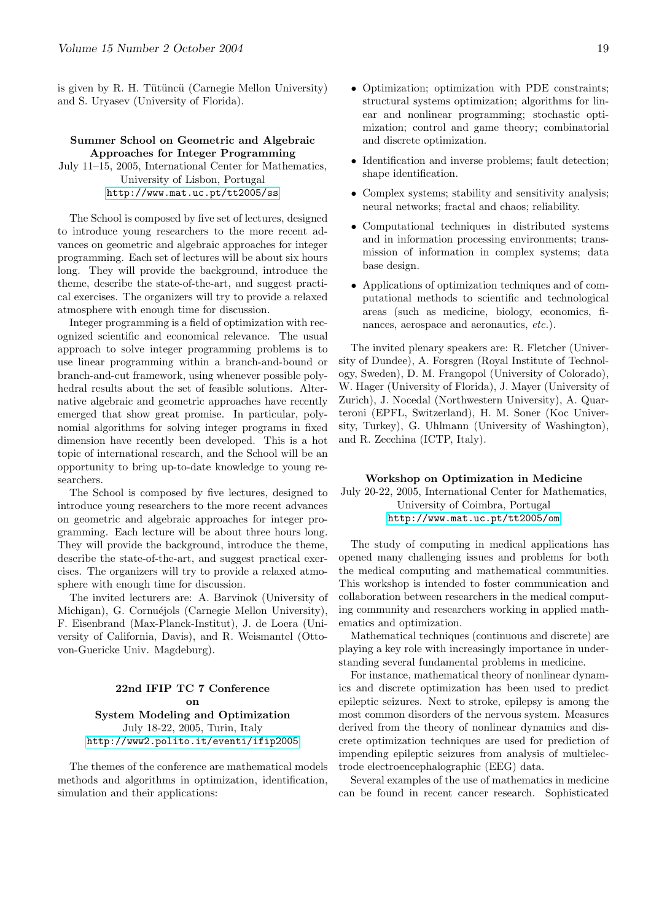is given by R. H. Tütüncü (Carnegie Mellon University) and S. Uryasev (University of Florida).

### Summer School on Geometric and Algebraic Approaches for Integer Programming

July 11–15, 2005, International Center for Mathematics, University of Lisbon, Portugal
http://www.mat.uc.pt/tt2005/ss

The School is composed by five set of lectures, designed to introduce young researchers to the more recent advances on geometric and algebraic approaches for integer programming. Each set of lectures will be about six hours long. They will provide the background, introduce the theme, describe the state-of-the-art, and suggest practical exercises. The organizers will try to provide a relaxed atmosphere with enough time for discussion.

Integer programming is a field of optimization with recognized scientific and economical relevance. The usual approach to solve integer programming problems is to use linear programming within a branch-and-bound or branch-and-cut framework, using whenever possible polyhedral results about the set of feasible solutions. Alternative algebraic and geometric approaches have recently emerged that show great promise. In particular, polynomial algorithms for solving integer programs in fixed dimension have recently been developed. This is a hot topic of international research, and the School will be an opportunity to bring up-to-date knowledge to young researchers.

The School is composed by five lectures, designed to introduce young researchers to the more recent advances on geometric and algebraic approaches for integer programming. Each lecture will be about three hours long. They will provide the background, introduce the theme, describe the state-of-the-art, and suggest practical exercises. The organizers will try to provide a relaxed atmosphere with enough time for discussion.

The invited lecturers are: A. Barvinok (University of Michigan), G. Cornuéjols (Carnegie Mellon University), F. Eisenbrand (Max-Planck-Institut), J. de Loera (University of California, Davis), and R. Weismantel (Otto-von-Guericke Univ. Magdeburg).

### 22nd IFIP TC 7 Conference on System Modeling and Optimization

July 18-22, 2005, Turin, Italy
http://www2.polito.it/eventi/ifip2005

The themes of the conference are mathematical models methods and algorithms in optimization, identification, simulation and their applications:

- Optimization; optimization with PDE constraints; structural systems optimization; algorithms for linear and nonlinear programming; stochastic optimization; control and game theory; combinatorial and discrete optimization.
- Identification and inverse problems; fault detection; shape identification.
- Complex systems; stability and sensitivity analysis; neural networks; fractal and chaos; reliability.
- Computational techniques in distributed systems and in information processing environments; transmission of information in complex systems; data base design.
- Applications of optimization techniques and of computational methods to scientific and technological areas (such as medicine, biology, economics, finances, aerospace and aeronautics, *etc.*).

The invited plenary speakers are: R. Fletcher (University of Dundee), A. Forsgren (Royal Institute of Technology, Sweden), D. M. Frangopol (University of Colorado), W. Hager (University of Florida), J. Mayer (University of Zurich), J. Nocedal (Northwestern University), A. Quarteroni (EPFL, Switzerland), H. M. Soner (Koc University, Turkey), G. Uhlmann (University of Washington), and R. Zecchina (ICTP, Italy).

### Workshop on Optimization in Medicine

July 20-22, 2005, International Center for Mathematics, University of Coimbra, Portugal
http://www.mat.uc.pt/tt2005/om

The study of computing in medical applications has opened many challenging issues and problems for both the medical computing and mathematical communities. This workshop is intended to foster communication and collaboration between researchers in the medical computing community and researchers working in applied mathematics and optimization.

Mathematical techniques (continuous and discrete) are playing a key role with increasingly importance in understanding several fundamental problems in medicine.

For instance, mathematical theory of nonlinear dynamics and discrete optimization has been used to predict epileptic seizures. Next to stroke, epilepsy is among the most common disorders of the nervous system. Measures derived from the theory of nonlinear dynamics and discrete optimization techniques are used for prediction of impending epileptic seizures from analysis of multielectrode electroencephalographic (EEG) data.

Several examples of the use of mathematics in medicine can be found in recent cancer research. Sophisticated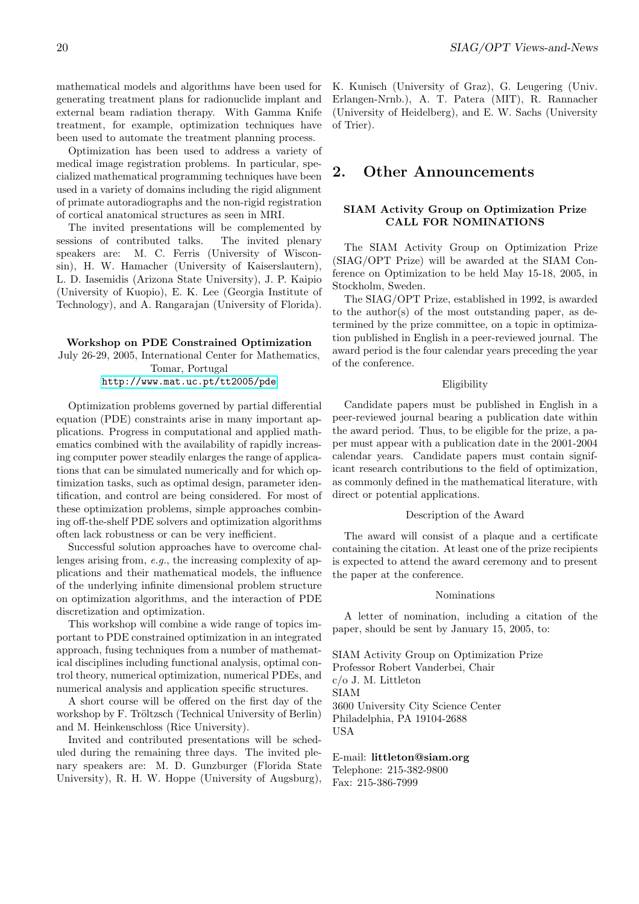mathematical models and algorithms have been used for generating treatment plans for radionuclide implant and external beam radiation therapy. With Gamma Knife treatment, for example, optimization techniques have been used to automate the treatment planning process.

Optimization has been used to address a variety of medical image registration problems. In particular, specialized mathematical programming techniques have been used in a variety of domains including the rigid alignment of primate autoradiographs and the non-rigid registration of cortical anatomical structures as seen in MRI.

The invited presentations will be complemented by sessions of contributed talks. The invited plenary speakers are: M. C. Ferris (University of Wisconsin), H. W. Hamacher (University of Kaiserslautern), L. D. Iasemidis (Arizona State University), J. P. Kaipio (University of Kuopio), E. K. Lee (Georgia Institute of Technology), and A. Rangarajan (University of Florida).

**Workshop on PDE Constrained Optimization**
July 26-29, 2005, International Center for Mathematics, Tomar, Portugal
http://www.mat.uc.pt/tt2005/pde

Optimization problems governed by partial differential equation (PDE) constraints arise in many important applications. Progress in computational and applied mathematics combined with the availability of rapidly increasing computer power steadily enlarges the range of applications that can be simulated numerically and for which optimization tasks, such as optimal design, parameter identification, and control are being considered. For most of these optimization problems, simple approaches combining off-the-shelf PDE solvers and optimization algorithms often lack robustness or can be very inefficient.

Successful solution approaches have to overcome challenges arising from, *e.g.*, the increasing complexity of applications and their mathematical models, the influence of the underlying infinite dimensional problem structure on optimization algorithms, and the interaction of PDE discretization and optimization.

This workshop will combine a wide range of topics important to PDE constrained optimization in an integrated approach, fusing techniques from a number of mathematical disciplines including functional analysis, optimal control theory, numerical optimization, numerical PDEs, and numerical analysis and application specific structures.

A short course will be offered on the first day of the workshop by F. Tröltzsch (Technical University of Berlin) and M. Heinkenschloss (Rice University).

Invited and contributed presentations will be scheduled during the remaining three days. The invited plenary speakers are: M. D. Gunzburger (Florida State University), R. H. W. Hoppe (University of Augsburg), K. Kunisch (University of Graz), G. Leugering (Univ. Erlangen-Nrnb.), A. T. Patera (MIT), R. Rannacher (University of Heidelberg), and E. W. Sachs (University of Trier).

## 2. Other Announcements

**SIAM Activity Group on Optimization Prize**
**CALL FOR NOMINATIONS**

The SIAM Activity Group on Optimization Prize (SIAG/OPT Prize) will be awarded at the SIAM Conference on Optimization to be held May 15-18, 2005, in Stockholm, Sweden.

The SIAG/OPT Prize, established in 1992, is awarded to the author(s) of the most outstanding paper, as determined by the prize committee, on a topic in optimization published in English in a peer-reviewed journal. The award period is the four calendar years preceding the year of the conference.

Eligibility

Candidate papers must be published in English in a peer-reviewed journal bearing a publication date within the award period. Thus, to be eligible for the prize, a paper must appear with a publication date in the 2001-2004 calendar years. Candidate papers must contain significant research contributions to the field of optimization, as commonly defined in the mathematical literature, with direct or potential applications.

Description of the Award

The award will consist of a plaque and a certificate containing the citation. At least one of the prize recipients is expected to attend the award ceremony and to present the paper at the conference.

Nominations

A letter of nomination, including a citation of the paper, should be sent by January 15, 2005, to:

SIAM Activity Group on Optimization Prize
Professor Robert Vanderbei, Chair
c/o J. M. Littleton
SIAM
3600 University City Science Center
Philadelphia, PA 19104-2688
USA

E-mail: **littleton@siam.org**
Telephone: 215-382-9800
Fax: 215-386-7999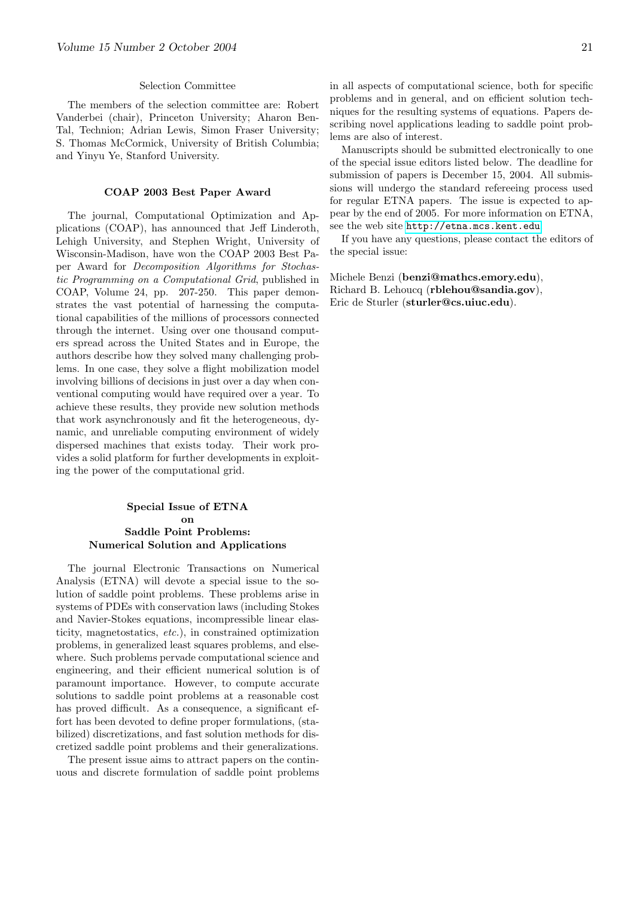Selection Committee

The members of the selection committee are: Robert Vanderbei (chair), Princeton University; Aharon Ben-Tal, Technion; Adrian Lewis, Simon Fraser University; S. Thomas McCormick, University of British Columbia; and Yinyu Ye, Stanford University.

## COAP 2003 Best Paper Award

The journal, Computational Optimization and Applications (COAP), has announced that Jeff Linderoth, Lehigh University, and Stephen Wright, University of Wisconsin-Madison, have won the COAP 2003 Best Paper Award for *Decomposition Algorithms for Stochastic Programming on a Computational Grid*, published in COAP, Volume 24, pp. 207-250. This paper demonstrates the vast potential of harnessing the computational capabilities of the millions of processors connected through the internet. Using over one thousand computers spread across the United States and in Europe, the authors describe how they solved many challenging problems. In one case, they solve a flight mobilization model involving billions of decisions in just over a day when conventional computing would have required over a year. To achieve these results, they provide new solution methods that work asynchronously and fit the heterogeneous, dynamic, and unreliable computing environment of widely dispersed machines that exists today. Their work provides a solid platform for further developments in exploiting the power of the computational grid.

## Special Issue of ETNA on Saddle Point Problems: Numerical Solution and Applications

The journal Electronic Transactions on Numerical Analysis (ETNA) will devote a special issue to the solution of saddle point problems. These problems arise in systems of PDEs with conservation laws (including Stokes and Navier-Stokes equations, incompressible linear elasticity, magnetostatics, *etc.*), in constrained optimization problems, in generalized least squares problems, and elsewhere. Such problems pervade computational science and engineering, and their efficient numerical solution is of paramount importance. However, to compute accurate solutions to saddle point problems at a reasonable cost has proved difficult. As a consequence, a significant effort has been devoted to define proper formulations, (stabilized) discretizations, and fast solution methods for discretized saddle point problems and their generalizations.

The present issue aims to attract papers on the continuous and discrete formulation of saddle point problems in all aspects of computational science, both for specific problems and in general, and on efficient solution techniques for the resulting systems of equations. Papers describing novel applications leading to saddle point problems are also of interest.

Manuscripts should be submitted electronically to one of the special issue editors listed below. The deadline for submission of papers is December 15, 2004. All submissions will undergo the standard refereeing process used for regular ETNA papers. The issue is expected to appear by the end of 2005. For more information on ETNA, see the web site `http://etna.mcs.kent.edu`

If you have any questions, please contact the editors of the special issue:

Michele Benzi (**benzi@mathcs.emory.edu**),
Richard B. Lehoucq (**rblehou@sandia.gov**),
Eric de Sturler (**sturler@cs.uiuc.edu**).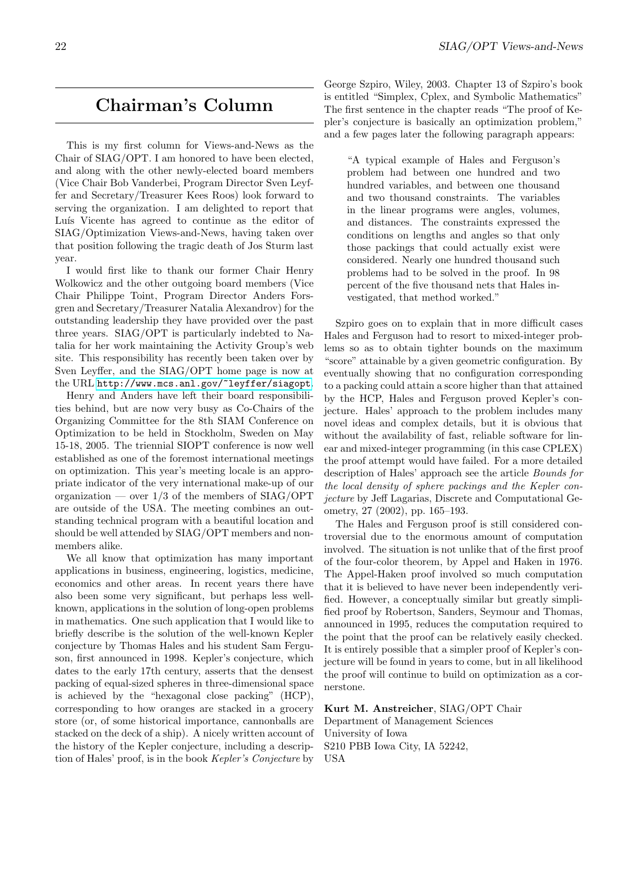## Chairman's Column

This is my first column for Views-and-News as the Chair of SIAG/OPT. I am honored to have been elected, and along with the other newly-elected board members (Vice Chair Bob Vanderbei, Program Director Sven Leyffer and Secretary/Treasurer Kees Roos) look forward to serving the organization. I am delighted to report that Luís Vicente has agreed to continue as the editor of SIAG/Optimization Views-and-News, having taken over that position following the tragic death of Jos Sturm last year.

I would first like to thank our former Chair Henry Wolkowicz and the other outgoing board members (Vice Chair Philippe Toint, Program Director Anders Forsgren and Secretary/Treasurer Natalia Alexandrov) for the outstanding leadership they have provided over the past three years. SIAG/OPT is particularly indebted to Natalia for her work maintaining the Activity Group's web site. This responsibility has recently been taken over by Sven Leyffer, and the SIAG/OPT home page is now at the URL http://www.mcs.anl.gov/~leyffer/siagopt.

Henry and Anders have left their board responsibilities behind, but are now very busy as Co-Chairs of the Organizing Committee for the 8th SIAM Conference on Optimization to be held in Stockholm, Sweden on May 15-18, 2005. The triennial SIOPT conference is now well established as one of the foremost international meetings on optimization. This year's meeting locale is an appropriate indicator of the very international make-up of our organization — over 1/3 of the members of SIAG/OPT are outside of the USA. The meeting combines an outstanding technical program with a beautiful location and should be well attended by SIAG/OPT members and nonmembers alike.

We all know that optimization has many important applications in business, engineering, logistics, medicine, economics and other areas. In recent years there have also been some very significant, but perhaps less well-known, applications in the solution of long-open problems in mathematics. One such application that I would like to briefly describe is the solution of the well-known Kepler conjecture by Thomas Hales and his student Sam Ferguson, first announced in 1998. Kepler's conjecture, which dates to the early 17th century, asserts that the densest packing of equal-sized spheres in three-dimensional space is achieved by the "hexagonal close packing" (HCP), corresponding to how oranges are stacked in a grocery store (or, of some historical importance, cannonballs are stacked on the deck of a ship). A nicely written account of the history of the Kepler conjecture, including a description of Hales' proof, is in the book *Kepler's Conjecture* by George Szpiro, Wiley, 2003. Chapter 13 of Szpiro's book is entitled "Simplex, Cplex, and Symbolic Mathematics" The first sentence in the chapter reads "The proof of Kepler's conjecture is basically an optimization problem," and a few pages later the following paragraph appears:

> "A typical example of Hales and Ferguson's problem had between one hundred and two hundred variables, and between one thousand and two thousand constraints. The variables in the linear programs were angles, volumes, and distances. The constraints expressed the conditions on lengths and angles so that only those packings that could actually exist were considered. Nearly one hundred thousand such problems had to be solved in the proof. In 98 percent of the five thousand nets that Hales investigated, that method worked."

Szpiro goes on to explain that in more difficult cases Hales and Ferguson had to resort to mixed-integer problems so as to obtain tighter bounds on the maximum "score" attainable by a given geometric configuration. By eventually showing that no configuration corresponding to a packing could attain a score higher than that attained by the HCP, Hales and Ferguson proved Kepler's conjecture. Hales' approach to the problem includes many novel ideas and complex details, but it is obvious that without the availability of fast, reliable software for linear and mixed-integer programming (in this case CPLEX) the proof attempt would have failed. For a more detailed description of Hales' approach see the article *Bounds for the local density of sphere packings and the Kepler conjecture* by Jeff Lagarias, Discrete and Computational Geometry, 27 (2002), pp. 165–193.

The Hales and Ferguson proof is still considered controversial due to the enormous amount of computation involved. The situation is not unlike that of the first proof of the four-color theorem, by Appel and Haken in 1976. The Appel-Haken proof involved so much computation that it is believed to have never been independently verified. However, a conceptually similar but greatly simplified proof by Robertson, Sanders, Seymour and Thomas, announced in 1995, reduces the computation required to the point that the proof can be relatively easily checked. It is entirely possible that a simpler proof of Kepler's conjecture will be found in years to come, but in all likelihood the proof will continue to build on optimization as a cornerstone.

**Kurt M. Anstreicher**, SIAG/OPT Chair
Department of Management Sciences
University of Iowa
S210 PBB Iowa City, IA 52242,
USA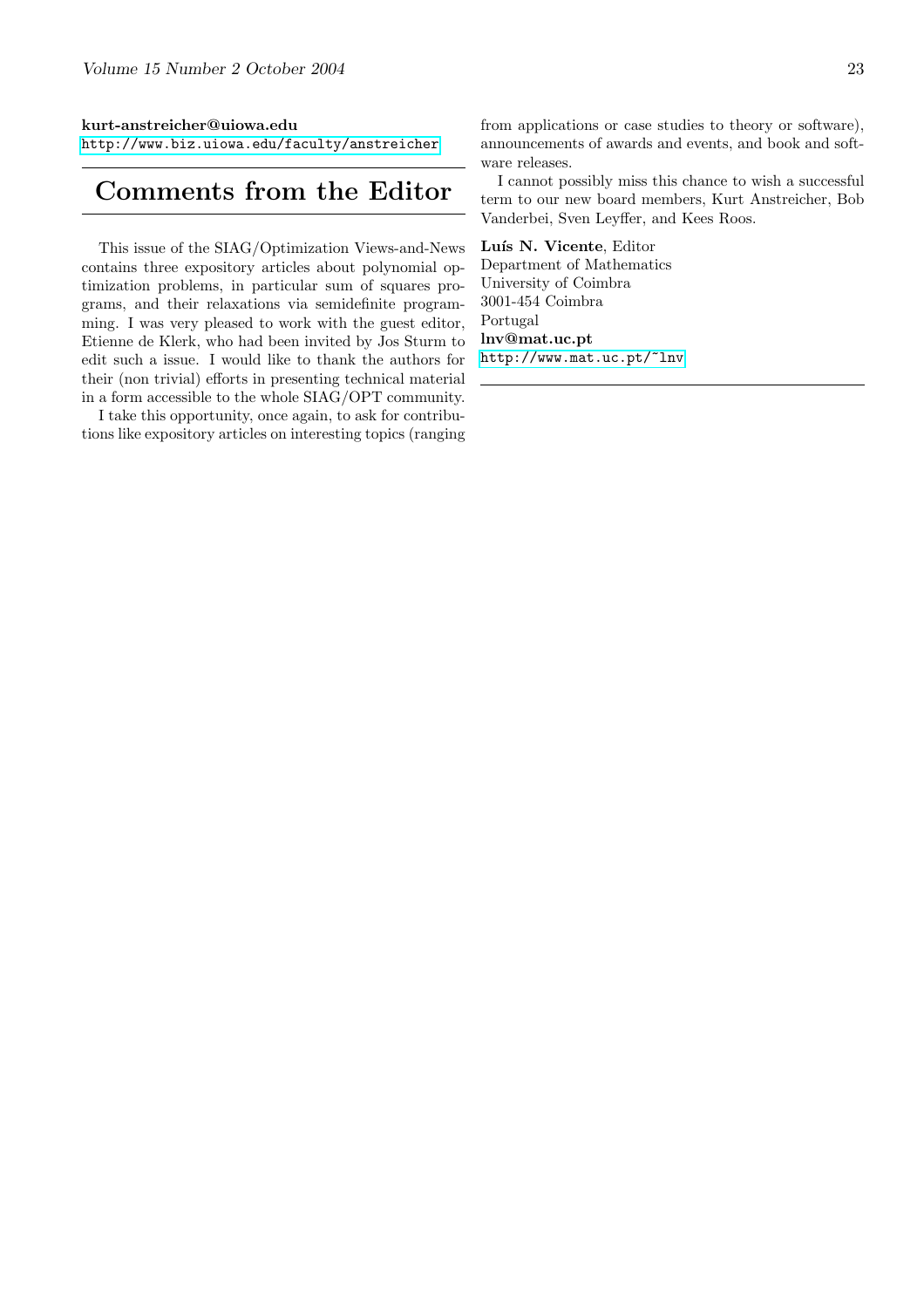**kurt-anstreicher@uiowa.edu**
http://www.biz.uiowa.edu/faculty/anstreicher

# Comments from the Editor

This issue of the SIAG/Optimization Views-and-News contains three expository articles about polynomial optimization problems, in particular sum of squares programs, and their relaxations via semidefinite programming. I was very pleased to work with the guest editor, Etienne de Klerk, who had been invited by Jos Sturm to edit such a issue. I would like to thank the authors for their (non trivial) efforts in presenting technical material in a form accessible to the whole SIAG/OPT community.

I take this opportunity, once again, to ask for contributions like expository articles on interesting topics (ranging from applications or case studies to theory or software), announcements of awards and events, and book and software releases.

I cannot possibly miss this chance to wish a successful term to our new board members, Kurt Anstreicher, Bob Vanderbei, Sven Leyffer, and Kees Roos.

**Luís N. Vicente**, Editor
Department of Mathematics
University of Coimbra
3001-454 Coimbra
Portugal
**lnv@mat.uc.pt**
http://www.mat.uc.pt/~lnv